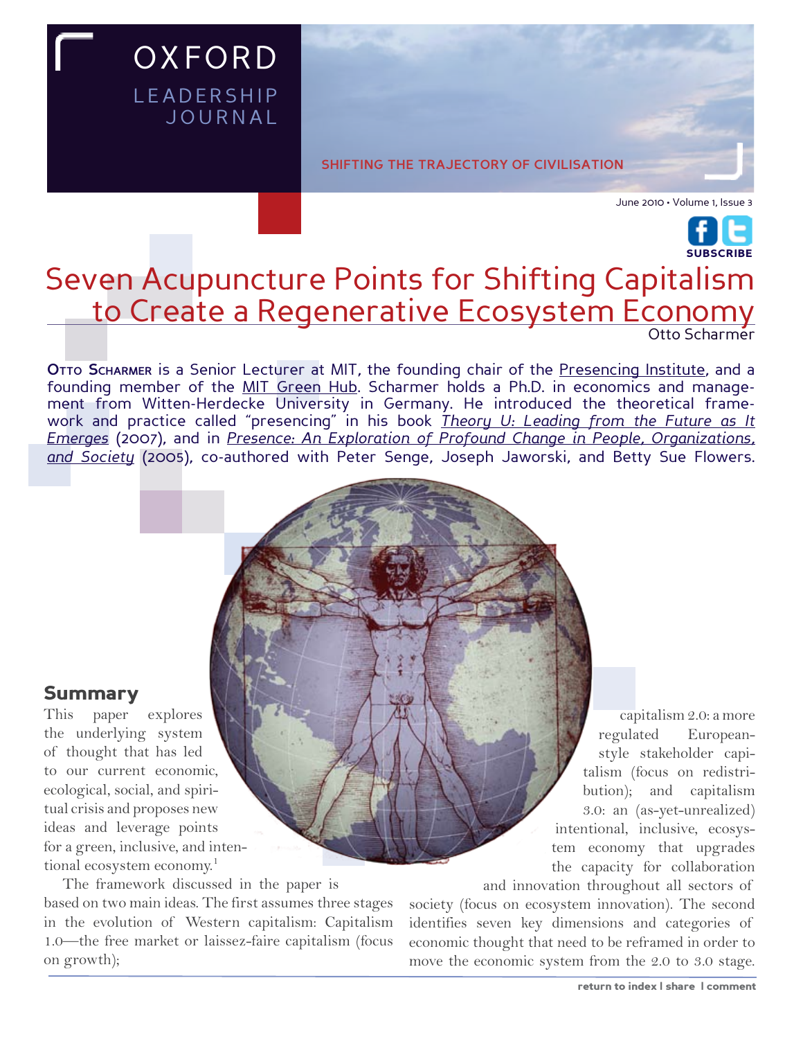# Seven Acupuncture Points for Shifting Capitalism to Create a Regenerative Ecosystem Economy

Otto Scharmer

**Otto Scharmer** is a Senior Lecturer at MIT, the founding chair of the Presencing Institute, and a founding member of the MIT Green Hub. Scharmer holds a Ph.D. in economics and management from Witten-Herdecke University in Germany. He introduced the theoretical framework and practice called "presencing" in his book *Theory U: Leading from the Future as It Emerges* (2007), and in *Presence: An Exploration of Profound Change in People, Organizations, and Society* (2005), co-authored with Peter Senge, Joseph Jaworski, and Betty Sue Flowers.

## Summary

This paper explores the underlying system of thought that has led to our current economic, ecological, social, and spiritual crisis and proposes new ideas and leverage points for a green, inclusive, and intentional ecosystem economy.[1]

The framework discussed in the paper is based on two main ideas. The first assumes three stages in the evolution of Western capitalism: Capitalism 1.0—the free market or laissez-faire capitalism (focus on growth); capitalism 2.0: a more regulated European-style stakeholder capitalism (focus on redistribution); and capitalism 3.0: an (as-yet-unrealized) intentional, inclusive, ecosystem economy that upgrades the capacity for collaboration and innovation throughout all sectors of society (focus on ecosystem innovation). The second identifies seven key dimensions and categories of economic thought that need to be reframed in order to move the economic system from the 2.0 to 3.0 stage.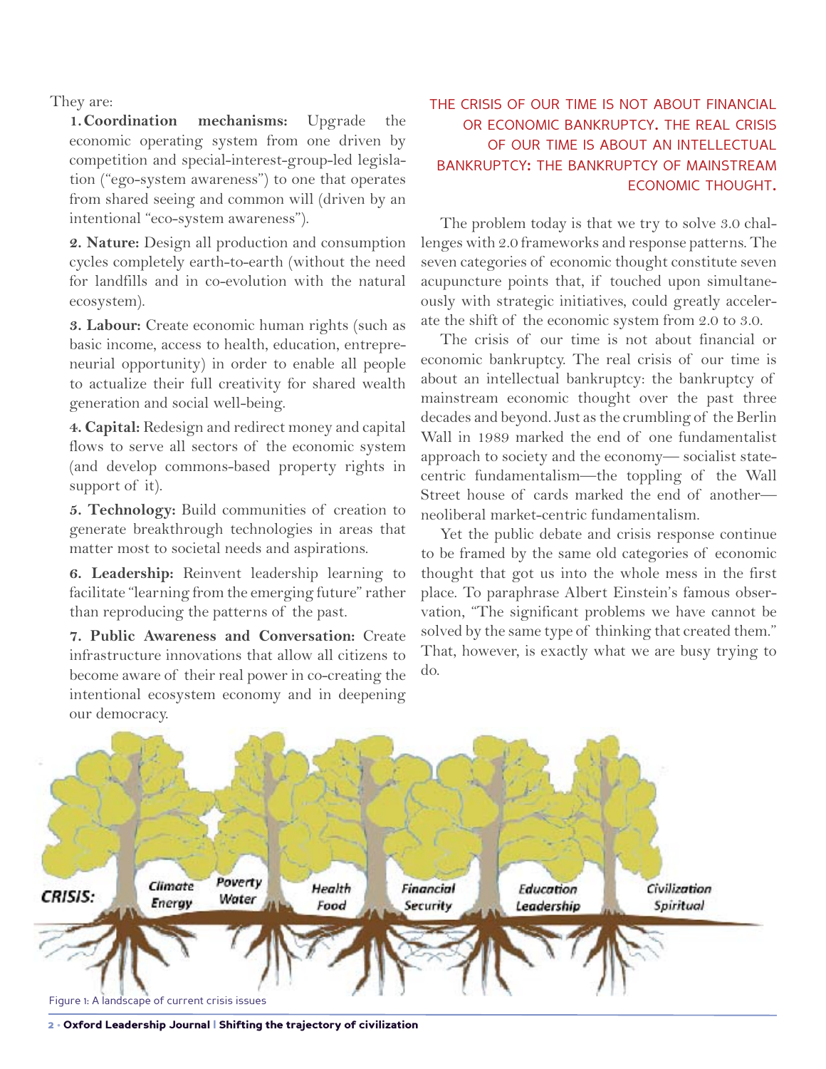They are:

1. **Coordination mechanisms:** Upgrade the economic operating system from one driven by competition and special-interest-group-led legislation ("ego-system awareness") to one that operates from shared seeing and common will (driven by an intentional "eco-system awareness").

2. **Nature:** Design all production and consumption cycles completely earth-to-earth (without the need for landfills and in co-evolution with the natural ecosystem).

3. **Labour:** Create economic human rights (such as basic income, access to health, education, entrepreneurial opportunity) in order to enable all people to actualize their full creativity for shared wealth generation and social well-being.

4. **Capital:** Redesign and redirect money and capital flows to serve all sectors of the economic system (and develop commons-based property rights in support of it).

5. **Technology:** Build communities of creation to generate breakthrough technologies in areas that matter most to societal needs and aspirations.

6. **Leadership:** Reinvent leadership learning to facilitate "learning from the emerging future" rather than reproducing the patterns of the past.

7. **Public Awareness and Conversation:** Create infrastructure innovations that allow all citizens to become aware of their real power in co-creating the intentional ecosystem economy and in deepening our democracy.

THE CRISIS OF OUR TIME IS NOT ABOUT FINANCIAL OR ECONOMIC BANKRUPTCY. THE REAL CRISIS OF OUR TIME IS ABOUT AN INTELLECTUAL BANKRUPTCY: THE BANKRUPTCY OF MAINSTREAM ECONOMIC THOUGHT.

The problem today is that we try to solve 3.0 challenges with 2.0 frameworks and response patterns. The seven categories of economic thought constitute seven acupuncture points that, if touched upon simultaneously with strategic initiatives, could greatly accelerate the shift of the economic system from 2.0 to 3.0.

The crisis of our time is not about financial or economic bankruptcy. The real crisis of our time is about an intellectual bankruptcy: the bankruptcy of mainstream economic thought over the past three decades and beyond. Just as the crumbling of the Berlin Wall in 1989 marked the end of one fundamentalist approach to society and the economy— socialist state-centric fundamentalism—the toppling of the Wall Street house of cards marked the end of another—neoliberal market-centric fundamentalism.

Yet the public debate and crisis response continue to be framed by the same old categories of economic thought that got us into the whole mess in the first place. To paraphrase Albert Einstein's famous observation, "The significant problems we have cannot be solved by the same type of thinking that created them." That, however, is exactly what we are busy trying to do.

CRISIS: Climate Energy | Poverty Water | Health Food | Financial Security | Education Leadership | Civilization Spiritual

Figure 1: A landscape of current crisis issues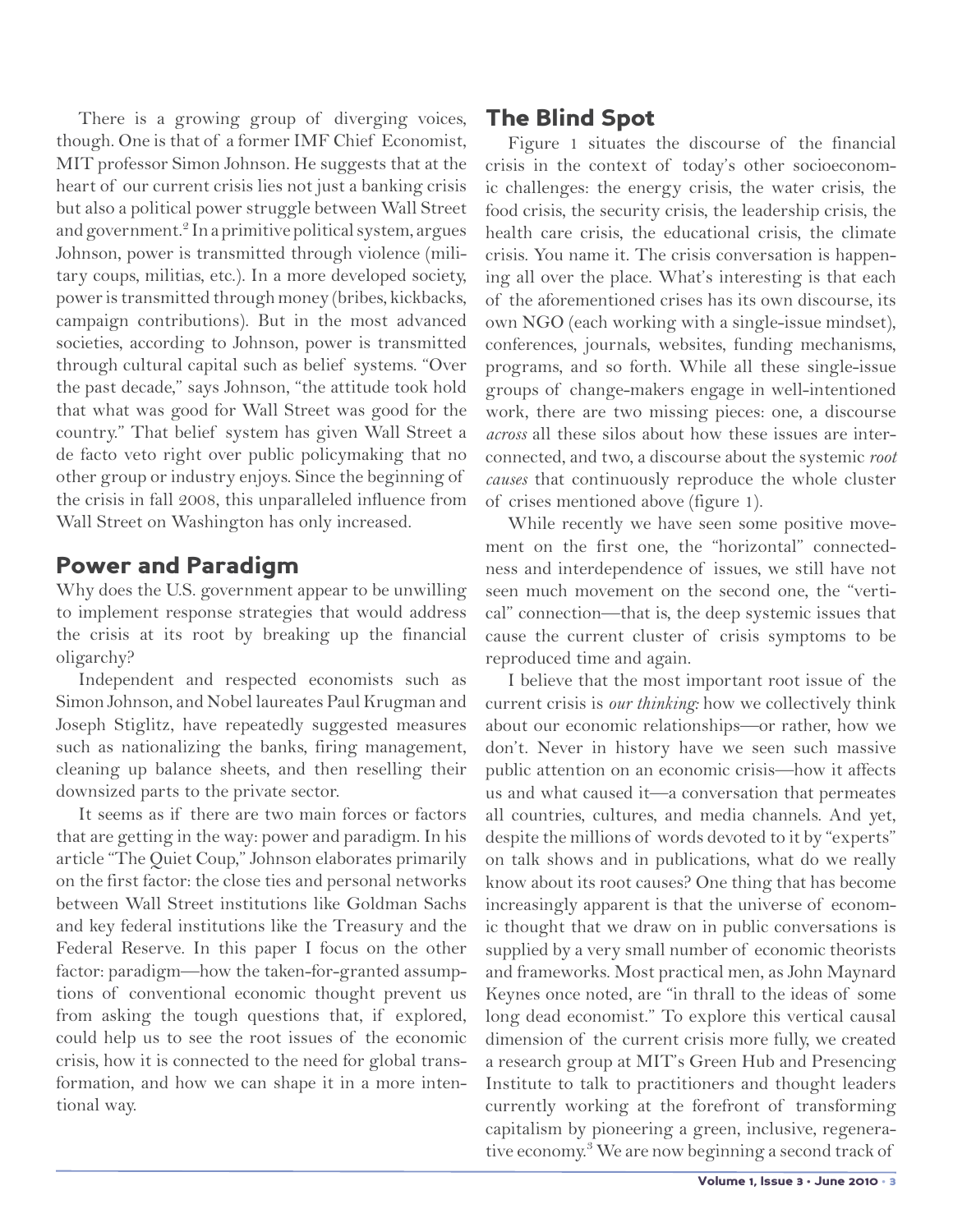There is a growing group of diverging voices, though. One is that of a former IMF Chief Economist, MIT professor Simon Johnson. He suggests that at the heart of our current crisis lies not just a banking crisis but also a political power struggle between Wall Street and government.[2] In a primitive political system, argues Johnson, power is transmitted through violence (military coups, militias, etc.). In a more developed society, power is transmitted through money (bribes, kickbacks, campaign contributions). But in the most advanced societies, according to Johnson, power is transmitted through cultural capital such as belief systems. "Over the past decade," says Johnson, "the attitude took hold that what was good for Wall Street was good for the country." That belief system has given Wall Street a de facto veto right over public policymaking that no other group or industry enjoys. Since the beginning of the crisis in fall 2008, this unparalleled influence from Wall Street on Washington has only increased.

## Power and Paradigm

Why does the U.S. government appear to be unwilling to implement response strategies that would address the crisis at its root by breaking up the financial oligarchy?

Independent and respected economists such as Simon Johnson, and Nobel laureates Paul Krugman and Joseph Stiglitz, have repeatedly suggested measures such as nationalizing the banks, firing management, cleaning up balance sheets, and then reselling their downsized parts to the private sector.

It seems as if there are two main forces or factors that are getting in the way: power and paradigm. In his article "The Quiet Coup," Johnson elaborates primarily on the first factor: the close ties and personal networks between Wall Street institutions like Goldman Sachs and key federal institutions like the Treasury and the Federal Reserve. In this paper I focus on the other factor: paradigm—how the taken-for-granted assumptions of conventional economic thought prevent us from asking the tough questions that, if explored, could help us to see the root issues of the economic crisis, how it is connected to the need for global transformation, and how we can shape it in a more intentional way.

## The Blind Spot

Figure 1 situates the discourse of the financial crisis in the context of today's other socioeconomic challenges: the energy crisis, the water crisis, the food crisis, the security crisis, the leadership crisis, the health care crisis, the educational crisis, the climate crisis. You name it. The crisis conversation is happening all over the place. What's interesting is that each of the aforementioned crises has its own discourse, its own NGO (each working with a single-issue mindset), conferences, journals, websites, funding mechanisms, programs, and so forth. While all these single-issue groups of change-makers engage in well-intentioned work, there are two missing pieces: one, a discourse *across* all these silos about how these issues are interconnected, and two, a discourse about the systemic *root causes* that continuously reproduce the whole cluster of crises mentioned above (figure 1).

While recently we have seen some positive movement on the first one, the "horizontal" connectedness and interdependence of issues, we still have not seen much movement on the second one, the "vertical" connection—that is, the deep systemic issues that cause the current cluster of crisis symptoms to be reproduced time and again.

I believe that the most important root issue of the current crisis is *our thinking:* how we collectively think about our economic relationships—or rather, how we don't. Never in history have we seen such massive public attention on an economic crisis—how it affects us and what caused it—a conversation that permeates all countries, cultures, and media channels. And yet, despite the millions of words devoted to it by "experts" on talk shows and in publications, what do we really know about its root causes? One thing that has become increasingly apparent is that the universe of economic thought that we draw on in public conversations is supplied by a very small number of economic theorists and frameworks. Most practical men, as John Maynard Keynes once noted, are "in thrall to the ideas of some long dead economist." To explore this vertical causal dimension of the current crisis more fully, we created a research group at MIT's Green Hub and Presencing Institute to talk to practitioners and thought leaders currently working at the forefront of transforming capitalism by pioneering a green, inclusive, regenerative economy.[3] We are now beginning a second track of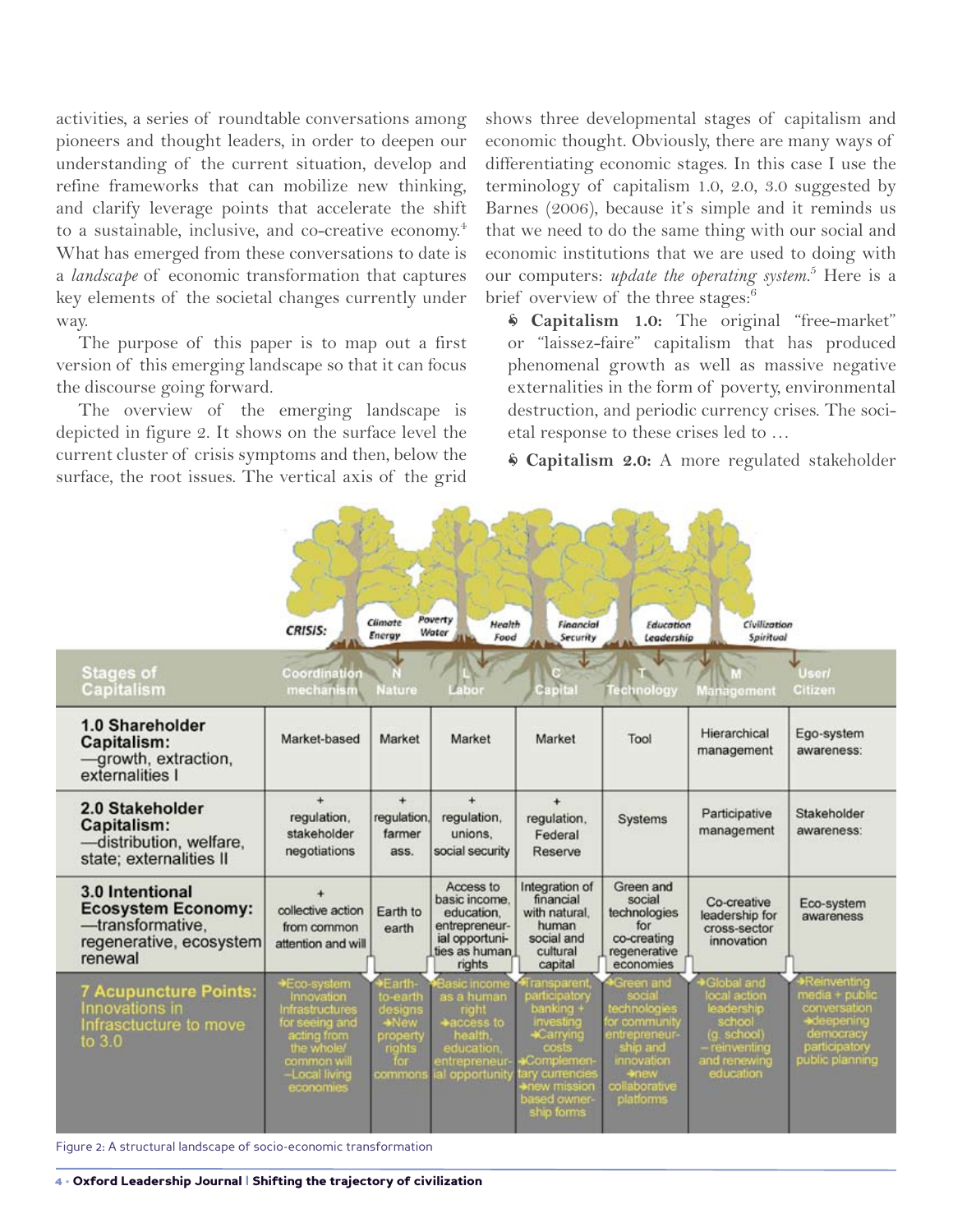activities, a series of roundtable conversations among pioneers and thought leaders, in order to deepen our understanding of the current situation, develop and refine frameworks that can mobilize new thinking, and clarify leverage points that accelerate the shift to a sustainable, inclusive, and co-creative economy.[4] What has emerged from these conversations to date is a *landscape* of economic transformation that captures key elements of the societal changes currently under way.

The purpose of this paper is to map out a first version of this emerging landscape so that it can focus the discourse going forward.

The overview of the emerging landscape is depicted in figure 2. It shows on the surface level the current cluster of crisis symptoms and then, below the surface, the root issues. The vertical axis of the grid shows three developmental stages of capitalism and economic thought. Obviously, there are many ways of differentiating economic stages. In this case I use the terminology of capitalism 1.0, 2.0, 3.0 suggested by Barnes (2006), because it's simple and it reminds us that we need to do the same thing with our social and economic institutions that we are used to doing with our computers: *update the operating system.*[5] Here is a brief overview of the three stages:[6]

- **Capitalism 1.0:** The original "free-market" or "laissez-faire" capitalism that has produced phenomenal growth as well as massive negative externalities in the form of poverty, environmental destruction, and periodic currency crises. The societal response to these crises led to …
- **Capitalism 2.0:** A more regulated stakeholder

CRISIS: Climate Energy | Poverty Water | Health Food | Financial Security | Education Leadership | Civilization Spiritual

| Stages of Capitalism | Coordination mechanism | N Nature | L Labor | C Capital | T Technology | M Management | User/ Citizen |
|---|---|---|---|---|---|---|---|
| **1.0 Shareholder Capitalism:** —growth, extraction, externalities I | Market-based | Market | Market | Market | Tool | Hierarchical management | Ego-system awareness: |
| **2.0 Stakeholder Capitalism:** —distribution, welfare, state; externalities II | + regulation, stakeholder negotiations | + regulation, farmer ass. | + regulation, unions, social security | + regulation, Federal Reserve | Systems | Participative management | Stakeholder awareness: |
| **3.0 Intentional Ecosystem Economy:** —transformative, regenerative, ecosystem renewal | + collective action from common attention and will | Earth to earth | Access to basic income, education, entrepreneurial opportunities as human rights | Integration of financial with natural, human social and cultural capital | Green and social technologies for co-creating regenerative economies | Co-creative leadership for cross-sector innovation | Eco-system awareness |
| **7 Acupuncture Points:** Innovations in Infrasctucture to move to 3.0 | → Eco-system Innovation Infrastructures for seeing and acting from the whole/ common will –Local living economies | → Earth-to-earth designs → New property rights for commons | → Basic income as a human right → access to health, education, entrepreneurial opportunity | → Transparent, participatory banking + investing → Carrying costs → Complementary currencies → new mission based ownership forms | → Green and social technologies for community entrepreneurship and innovation → new collaborative platforms | → Global and local action leadership school (g. school) – reinventing and renewing education | → Reinventing media + public conversation → deepening democracy participatory public planning |

Figure 2: A structural landscape of socio-economic transformation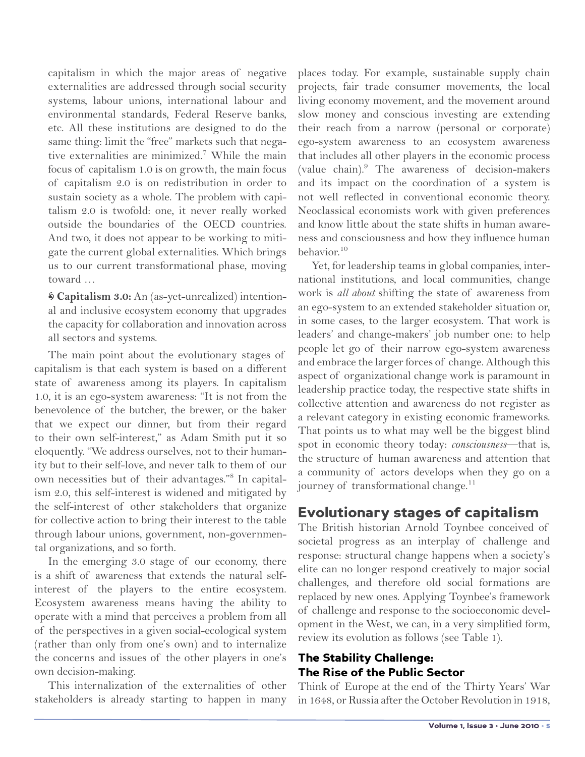capitalism in which the major areas of negative externalities are addressed through social security systems, labour unions, international labour and environmental standards, Federal Reserve banks, etc. All these institutions are designed to do the same thing: limit the "free" markets such that negative externalities are minimized.[7] While the main focus of capitalism 1.0 is on growth, the main focus of capitalism 2.0 is on redistribution in order to sustain society as a whole. The problem with capitalism 2.0 is twofold: one, it never really worked outside the boundaries of the OECD countries. And two, it does not appear to be working to mitigate the current global externalities. Which brings us to our current transformational phase, moving toward …

- **Capitalism 3.0:** An (as-yet-unrealized) intentional and inclusive ecosystem economy that upgrades the capacity for collaboration and innovation across all sectors and systems.

The main point about the evolutionary stages of capitalism is that each system is based on a different state of awareness among its players. In capitalism 1.0, it is an ego-system awareness: "It is not from the benevolence of the butcher, the brewer, or the baker that we expect our dinner, but from their regard to their own self-interest," as Adam Smith put it so eloquently. "We address ourselves, not to their humanity but to their self-love, and never talk to them of our own necessities but of their advantages."[8] In capitalism 2.0, this self-interest is widened and mitigated by the self-interest of other stakeholders that organize for collective action to bring their interest to the table through labour unions, government, non-governmental organizations, and so forth.

In the emerging 3.0 stage of our economy, there is a shift of awareness that extends the natural self-interest of the players to the entire ecosystem. Ecosystem awareness means having the ability to operate with a mind that perceives a problem from all of the perspectives in a given social-ecological system (rather than only from one's own) and to internalize the concerns and issues of the other players in one's own decision-making.

This internalization of the externalities of other stakeholders is already starting to happen in many places today. For example, sustainable supply chain projects, fair trade consumer movements, the local living economy movement, and the movement around slow money and conscious investing are extending their reach from a narrow (personal or corporate) ego-system awareness to an ecosystem awareness that includes all other players in the economic process (value chain).[9] The awareness of decision-makers and its impact on the coordination of a system is not well reflected in conventional economic theory. Neoclassical economists work with given preferences and know little about the state shifts in human awareness and consciousness and how they influence human behavior.[10]

Yet, for leadership teams in global companies, international institutions, and local communities, change work is *all about* shifting the state of awareness from an ego-system to an extended stakeholder situation or, in some cases, to the larger ecosystem. That work is leaders' and change-makers' job number one: to help people let go of their narrow ego-system awareness and embrace the larger forces of change. Although this aspect of organizational change work is paramount in leadership practice today, the respective state shifts in collective attention and awareness do not register as a relevant category in existing economic frameworks. That points us to what may well be the biggest blind spot in economic theory today: *consciousness*—that is, the structure of human awareness and attention that a community of actors develops when they go on a journey of transformational change.[11]

## Evolutionary stages of capitalism

The British historian Arnold Toynbee conceived of societal progress as an interplay of challenge and response: structural change happens when a society's elite can no longer respond creatively to major social challenges, and therefore old social formations are replaced by new ones. Applying Toynbee's framework of challenge and response to the socioeconomic development in the West, we can, in a very simplified form, review its evolution as follows (see Table 1).

### The Stability Challenge: The Rise of the Public Sector

Think of Europe at the end of the Thirty Years' War in 1648, or Russia after the October Revolution in 1918,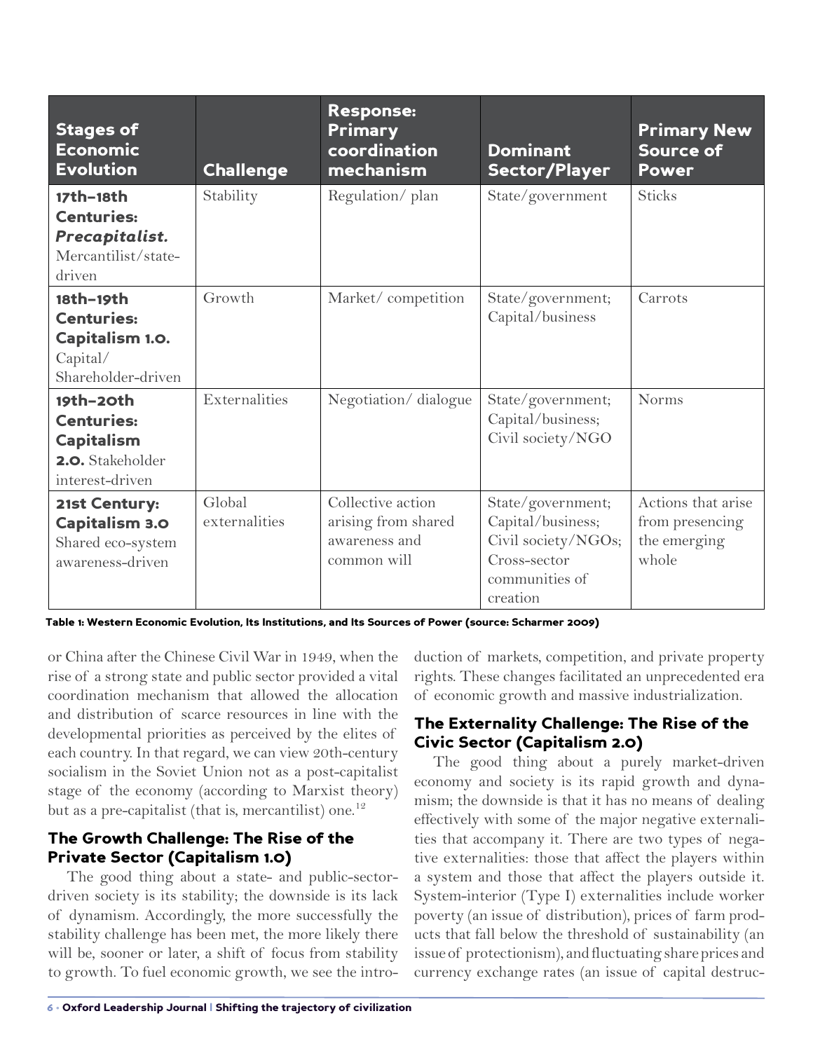| **Stages of Economic Evolution** | **Challenge** | **Response: Primary coordination mechanism** | **Dominant Sector/Player** | **Primary New Source of Power** |
|---|---|---|---|---|
| **17th–18th Centuries: *Precapitalist.*** Mercantilist/state-driven | Stability | Regulation/ plan | State/government | Sticks |
| **18th–19th Centuries: Capitalism 1.0.** Capital/ Shareholder-driven | Growth | Market/ competition | State/government; Capital/business | Carrots |
| **19th–20th Centuries: Capitalism 2.0.** Stakeholder interest-driven | Externalities | Negotiation/ dialogue | State/government; Capital/business; Civil society/NGO | Norms |
| **21st Century: Capitalism 3.0** Shared eco-system awareness-driven | Global externalities | Collective action arising from shared awareness and common will | State/government; Capital/business; Civil society/NGOs; Cross-sector communities of creation | Actions that arise from presencing the emerging whole |

**Table 1: Western Economic Evolution, Its Institutions, and Its Sources of Power (source: Scharmer 2009)**

or China after the Chinese Civil War in 1949, when the rise of a strong state and public sector provided a vital coordination mechanism that allowed the allocation and distribution of scarce resources in line with the developmental priorities as perceived by the elites of each country. In that regard, we can view 20th-century socialism in the Soviet Union not as a post-capitalist stage of the economy (according to Marxist theory) but as a pre-capitalist (that is, mercantilist) one.[12]

### The Growth Challenge: The Rise of the Private Sector (Capitalism 1.0)

The good thing about a state- and public-sector-driven society is its stability; the downside is its lack of dynamism. Accordingly, the more successfully the stability challenge has been met, the more likely there will be, sooner or later, a shift of focus from stability to growth. To fuel economic growth, we see the introduction of markets, competition, and private property rights. These changes facilitated an unprecedented era of economic growth and massive industrialization.

### The Externality Challenge: The Rise of the Civic Sector (Capitalism 2.0)

The good thing about a purely market-driven economy and society is its rapid growth and dynamism; the downside is that it has no means of dealing effectively with some of the major negative externalities that accompany it. There are two types of negative externalities: those that affect the players within a system and those that affect the players outside it. System-interior (Type I) externalities include worker poverty (an issue of distribution), prices of farm products that fall below the threshold of sustainability (an issue of protectionism), and fluctuating share prices and currency exchange rates (an issue of capital destruc-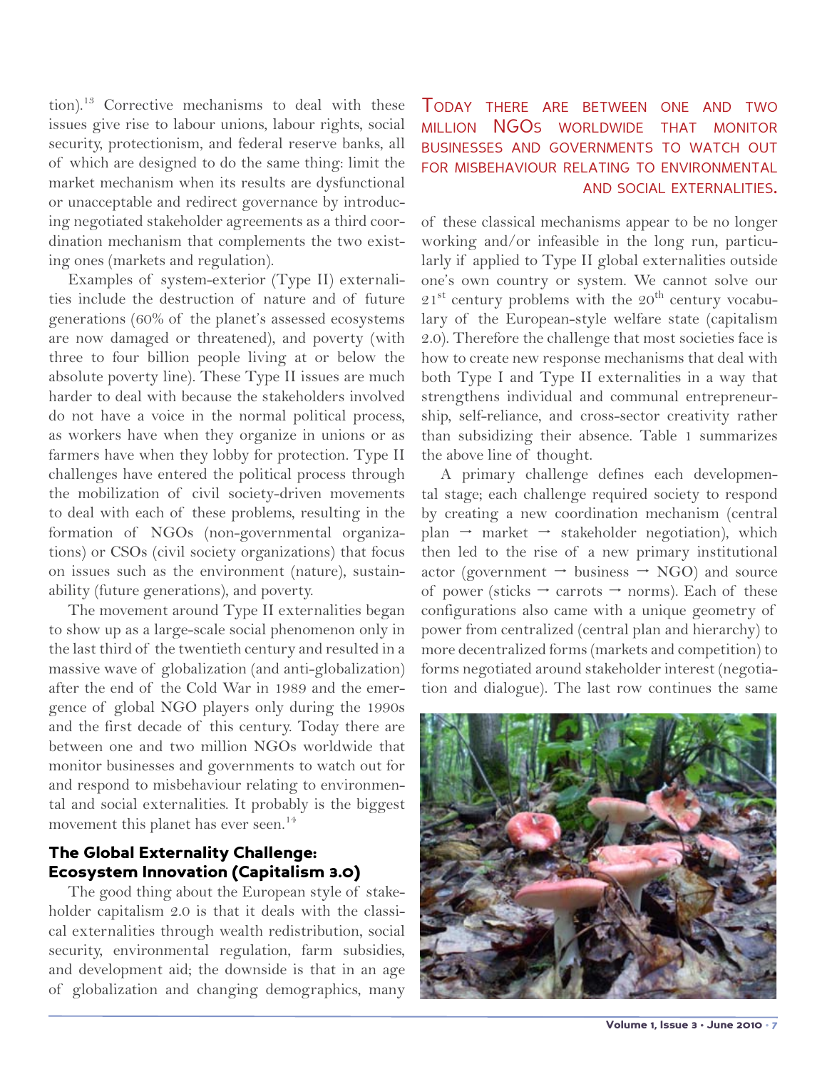tion).[13] Corrective mechanisms to deal with these issues give rise to labour unions, labour rights, social security, protectionism, and federal reserve banks, all of which are designed to do the same thing: limit the market mechanism when its results are dysfunctional or unacceptable and redirect governance by introducing negotiated stakeholder agreements as a third coordination mechanism that complements the two existing ones (markets and regulation).

Examples of system-exterior (Type II) externalities include the destruction of nature and of future generations (60% of the planet's assessed ecosystems are now damaged or threatened), and poverty (with three to four billion people living at or below the absolute poverty line). These Type II issues are much harder to deal with because the stakeholders involved do not have a voice in the normal political process, as workers have when they organize in unions or as farmers have when they lobby for protection. Type II challenges have entered the political process through the mobilization of civil society-driven movements to deal with each of these problems, resulting in the formation of NGOs (non-governmental organizations) or CSOs (civil society organizations) that focus on issues such as the environment (nature), sustainability (future generations), and poverty.

The movement around Type II externalities began to show up as a large-scale social phenomenon only in the last third of the twentieth century and resulted in a massive wave of globalization (and anti-globalization) after the end of the Cold War in 1989 and the emergence of global NGO players only during the 1990s and the first decade of this century. Today there are between one and two million NGOs worldwide that monitor businesses and governments to watch out for and respond to misbehaviour relating to environmental and social externalities. It probably is the biggest movement this planet has ever seen.[14]

## The Global Externality Challenge: Ecosystem Innovation (Capitalism 3.0)

The good thing about the European style of stakeholder capitalism 2.0 is that it deals with the classical externalities through wealth redistribution, social security, environmental regulation, farm subsidies, and development aid; the downside is that in an age of globalization and changing demographics, many of these classical mechanisms appear to be no longer working and/or infeasible in the long run, particularly if applied to Type II global externalities outside one's own country or system. We cannot solve our 21st century problems with the 20th century vocabulary of the European-style welfare state (capitalism 2.0). Therefore the challenge that most societies face is how to create new response mechanisms that deal with both Type I and Type II externalities in a way that strengthens individual and communal entrepreneurship, self-reliance, and cross-sector creativity rather than subsidizing their absence. Table 1 summarizes the above line of thought.

> TODAY THERE ARE BETWEEN ONE AND TWO MILLION NGOS WORLDWIDE THAT MONITOR BUSINESSES AND GOVERNMENTS TO WATCH OUT FOR MISBEHAVIOUR RELATING TO ENVIRONMENTAL AND SOCIAL EXTERNALITIES.

A primary challenge defines each developmental stage; each challenge required society to respond by creating a new coordination mechanism (central plan → market → stakeholder negotiation), which then led to the rise of a new primary institutional actor (government → business → NGO) and source of power (sticks → carrots → norms). Each of these configurations also came with a unique geometry of power from centralized (central plan and hierarchy) to more decentralized forms (markets and competition) to forms negotiated around stakeholder interest (negotiation and dialogue). The last row continues the same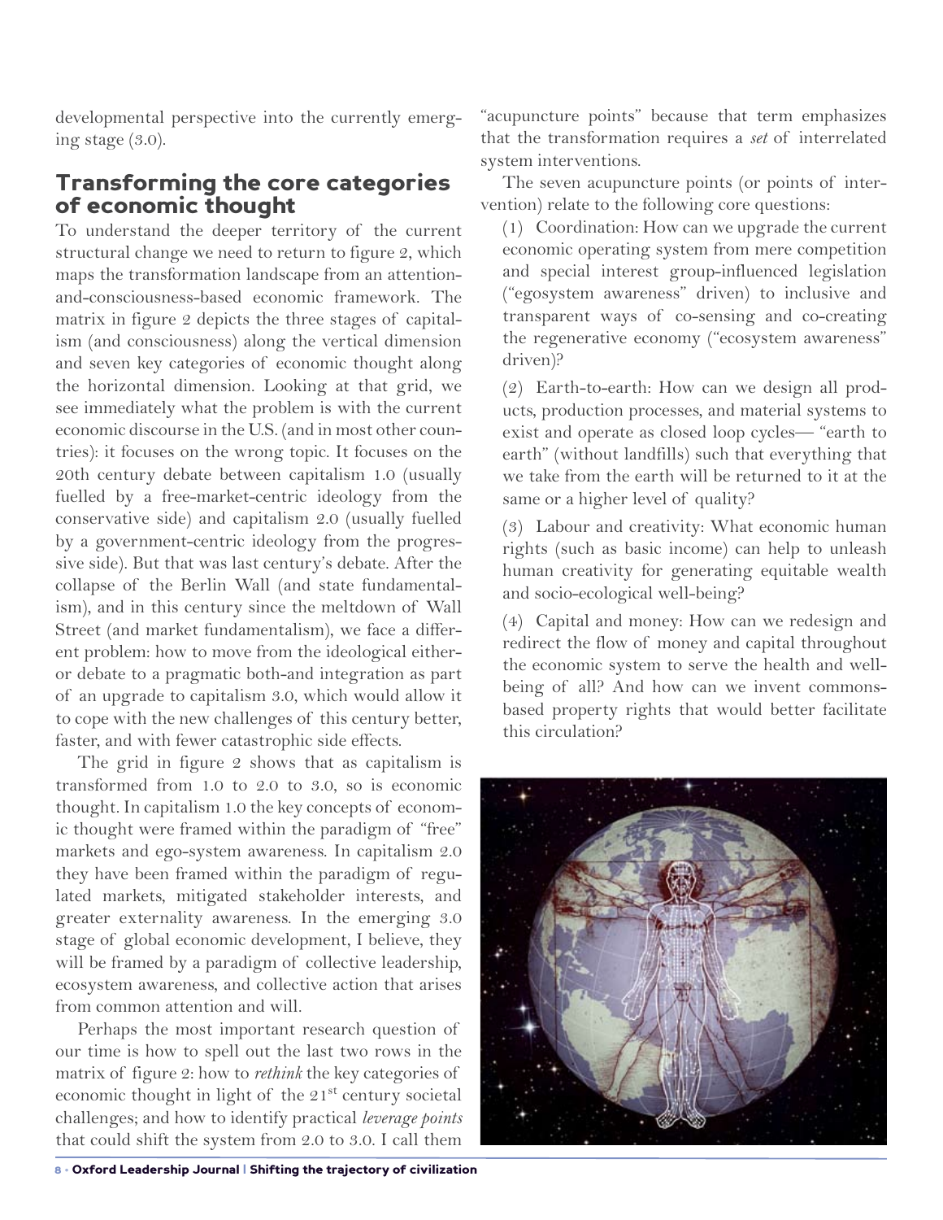developmental perspective into the currently emerging stage (3.0).

## Transforming the core categories of economic thought

To understand the deeper territory of the current structural change we need to return to figure 2, which maps the transformation landscape from an attention-and-consciousness-based economic framework. The matrix in figure 2 depicts the three stages of capitalism (and consciousness) along the vertical dimension and seven key categories of economic thought along the horizontal dimension. Looking at that grid, we see immediately what the problem is with the current economic discourse in the U.S. (and in most other countries): it focuses on the wrong topic. It focuses on the 20th century debate between capitalism 1.0 (usually fuelled by a free-market-centric ideology from the conservative side) and capitalism 2.0 (usually fuelled by a government-centric ideology from the progressive side). But that was last century's debate. After the collapse of the Berlin Wall (and state fundamentalism), and in this century since the meltdown of Wall Street (and market fundamentalism), we face a different problem: how to move from the ideological either-or debate to a pragmatic both-and integration as part of an upgrade to capitalism 3.0, which would allow it to cope with the new challenges of this century better, faster, and with fewer catastrophic side effects.

The grid in figure 2 shows that as capitalism is transformed from 1.0 to 2.0 to 3.0, so is economic thought. In capitalism 1.0 the key concepts of economic thought were framed within the paradigm of "free" markets and ego-system awareness. In capitalism 2.0 they have been framed within the paradigm of regulated markets, mitigated stakeholder interests, and greater externality awareness. In the emerging 3.0 stage of global economic development, I believe, they will be framed by a paradigm of collective leadership, ecosystem awareness, and collective action that arises from common attention and will.

Perhaps the most important research question of our time is how to spell out the last two rows in the matrix of figure 2: how to *rethink* the key categories of economic thought in light of the 21st century societal challenges; and how to identify practical *leverage points* that could shift the system from 2.0 to 3.0. I call them "acupuncture points" because that term emphasizes that the transformation requires a *set* of interrelated system interventions.

The seven acupuncture points (or points of intervention) relate to the following core questions:

(1) Coordination: How can we upgrade the current economic operating system from mere competition and special interest group-influenced legislation ("egosystem awareness" driven) to inclusive and transparent ways of co-sensing and co-creating the regenerative economy ("ecosystem awareness" driven)?

(2) Earth-to-earth: How can we design all products, production processes, and material systems to exist and operate as closed loop cycles— "earth to earth" (without landfills) such that everything that we take from the earth will be returned to it at the same or a higher level of quality?

(3) Labour and creativity: What economic human rights (such as basic income) can help to unleash human creativity for generating equitable wealth and socio-ecological well-being?

(4) Capital and money: How can we redesign and redirect the flow of money and capital throughout the economic system to serve the health and well-being of all? And how can we invent commons-based property rights that would better facilitate this circulation?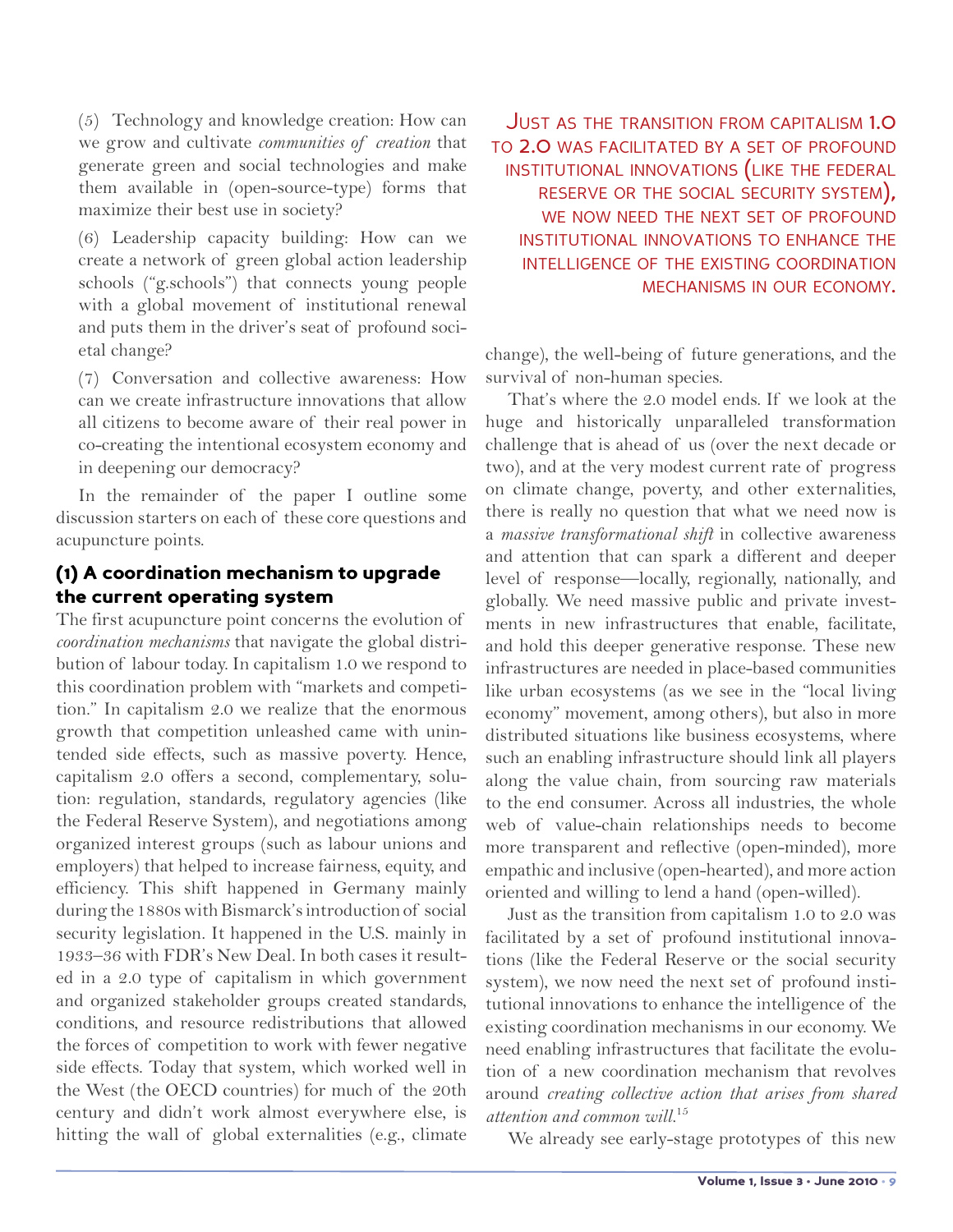(5) Technology and knowledge creation: How can we grow and cultivate *communities of creation* that generate green and social technologies and make them available in (open-source-type) forms that maximize their best use in society?

(6) Leadership capacity building: How can we create a network of green global action leadership schools ("g.schools") that connects young people with a global movement of institutional renewal and puts them in the driver's seat of profound societal change?

(7) Conversation and collective awareness: How can we create infrastructure innovations that allow all citizens to become aware of their real power in co-creating the intentional ecosystem economy and in deepening our democracy?

In the remainder of the paper I outline some discussion starters on each of these core questions and acupuncture points.

## (1) A coordination mechanism to upgrade the current operating system

The first acupuncture point concerns the evolution of *coordination mechanisms* that navigate the global distribution of labour today. In capitalism 1.0 we respond to this coordination problem with "markets and competition." In capitalism 2.0 we realize that the enormous growth that competition unleashed came with unintended side effects, such as massive poverty. Hence, capitalism 2.0 offers a second, complementary, solution: regulation, standards, regulatory agencies (like the Federal Reserve System), and negotiations among organized interest groups (such as labour unions and employers) that helped to increase fairness, equity, and efficiency. This shift happened in Germany mainly during the 1880s with Bismarck's introduction of social security legislation. It happened in the U.S. mainly in 1933–36 with FDR's New Deal. In both cases it resulted in a 2.0 type of capitalism in which government and organized stakeholder groups created standards, conditions, and resource redistributions that allowed the forces of competition to work with fewer negative side effects. Today that system, which worked well in the West (the OECD countries) for much of the 20th century and didn't work almost everywhere else, is hitting the wall of global externalities (e.g., climate change), the well-being of future generations, and the survival of non-human species.

That's where the 2.0 model ends. If we look at the huge and historically unparalleled transformation challenge that is ahead of us (over the next decade or two), and at the very modest current rate of progress on climate change, poverty, and other externalities, there is really no question that what we need now is a *massive transformational shift* in collective awareness and attention that can spark a different and deeper level of response—locally, regionally, nationally, and globally. We need massive public and private investments in new infrastructures that enable, facilitate, and hold this deeper generative response. These new infrastructures are needed in place-based communities like urban ecosystems (as we see in the "local living economy" movement, among others), but also in more distributed situations like business ecosystems, where such an enabling infrastructure should link all players along the value chain, from sourcing raw materials to the end consumer. Across all industries, the whole web of value-chain relationships needs to become more transparent and reflective (open-minded), more empathic and inclusive (open-hearted), and more action oriented and willing to lend a hand (open-willed).

> JUST AS THE TRANSITION FROM CAPITALISM 1.0 TO 2.0 WAS FACILITATED BY A SET OF PROFOUND INSTITUTIONAL INNOVATIONS (LIKE THE FEDERAL RESERVE OR THE SOCIAL SECURITY SYSTEM), WE NOW NEED THE NEXT SET OF PROFOUND INSTITUTIONAL INNOVATIONS TO ENHANCE THE INTELLIGENCE OF THE EXISTING COORDINATION MECHANISMS IN OUR ECONOMY.

Just as the transition from capitalism 1.0 to 2.0 was facilitated by a set of profound institutional innovations (like the Federal Reserve or the social security system), we now need the next set of profound institutional innovations to enhance the intelligence of the existing coordination mechanisms in our economy. We need enabling infrastructures that facilitate the evolution of a new coordination mechanism that revolves around *creating collective action that arises from shared attention and common will.*[15]

We already see early-stage prototypes of this new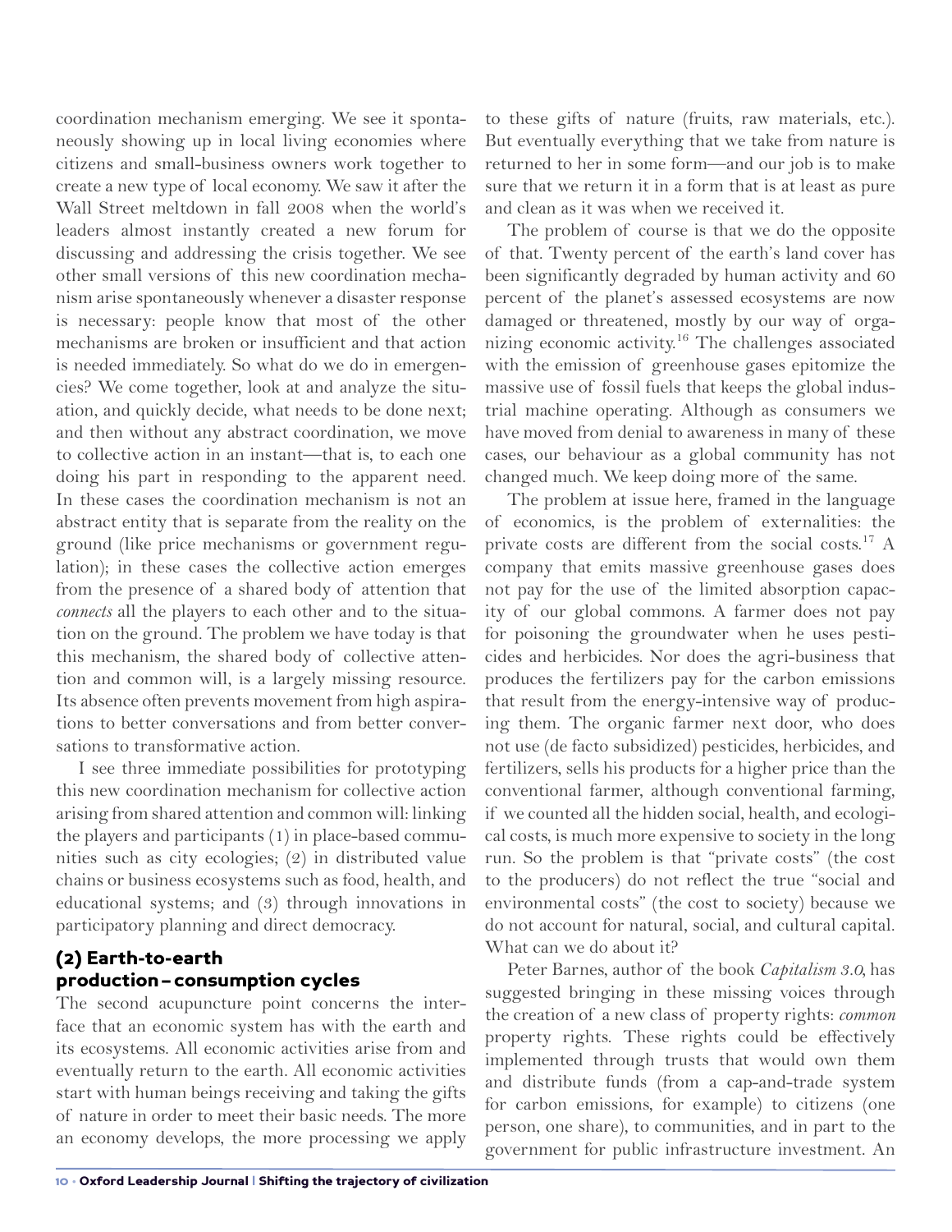coordination mechanism emerging. We see it spontaneously showing up in local living economies where citizens and small-business owners work together to create a new type of local economy. We saw it after the Wall Street meltdown in fall 2008 when the world's leaders almost instantly created a new forum for discussing and addressing the crisis together. We see other small versions of this new coordination mechanism arise spontaneously whenever a disaster response is necessary: people know that most of the other mechanisms are broken or insufficient and that action is needed immediately. So what do we do in emergencies? We come together, look at and analyze the situation, and quickly decide, what needs to be done next; and then without any abstract coordination, we move to collective action in an instant—that is, to each one doing his part in responding to the apparent need. In these cases the coordination mechanism is not an abstract entity that is separate from the reality on the ground (like price mechanisms or government regulation); in these cases the collective action emerges from the presence of a shared body of attention that *connects* all the players to each other and to the situation on the ground. The problem we have today is that this mechanism, the shared body of collective attention and common will, is a largely missing resource. Its absence often prevents movement from high aspirations to better conversations and from better conversations to transformative action.

I see three immediate possibilities for prototyping this new coordination mechanism for collective action arising from shared attention and common will: linking the players and participants (1) in place-based communities such as city ecologies; (2) in distributed value chains or business ecosystems such as food, health, and educational systems; and (3) through innovations in participatory planning and direct democracy.

### (2) Earth-to-earth production–consumption cycles

The second acupuncture point concerns the interface that an economic system has with the earth and its ecosystems. All economic activities arise from and eventually return to the earth. All economic activities start with human beings receiving and taking the gifts of nature in order to meet their basic needs. The more an economy develops, the more processing we apply to these gifts of nature (fruits, raw materials, etc.). But eventually everything that we take from nature is returned to her in some form—and our job is to make sure that we return it in a form that is at least as pure and clean as it was when we received it.

The problem of course is that we do the opposite of that. Twenty percent of the earth's land cover has been significantly degraded by human activity and 60 percent of the planet's assessed ecosystems are now damaged or threatened, mostly by our way of organizing economic activity.[16] The challenges associated with the emission of greenhouse gases epitomize the massive use of fossil fuels that keeps the global industrial machine operating. Although as consumers we have moved from denial to awareness in many of these cases, our behaviour as a global community has not changed much. We keep doing more of the same.

The problem at issue here, framed in the language of economics, is the problem of externalities: the private costs are different from the social costs.[17] A company that emits massive greenhouse gases does not pay for the use of the limited absorption capacity of our global commons. A farmer does not pay for poisoning the groundwater when he uses pesticides and herbicides. Nor does the agri-business that produces the fertilizers pay for the carbon emissions that result from the energy-intensive way of producing them. The organic farmer next door, who does not use (de facto subsidized) pesticides, herbicides, and fertilizers, sells his products for a higher price than the conventional farmer, although conventional farming, if we counted all the hidden social, health, and ecological costs, is much more expensive to society in the long run. So the problem is that "private costs" (the cost to the producers) do not reflect the true "social and environmental costs" (the cost to society) because we do not account for natural, social, and cultural capital. What can we do about it?

Peter Barnes, author of the book *Capitalism 3.0*, has suggested bringing in these missing voices through the creation of a new class of property rights: *common* property rights. These rights could be effectively implemented through trusts that would own them and distribute funds (from a cap-and-trade system for carbon emissions, for example) to citizens (one person, one share), to communities, and in part to the government for public infrastructure investment. An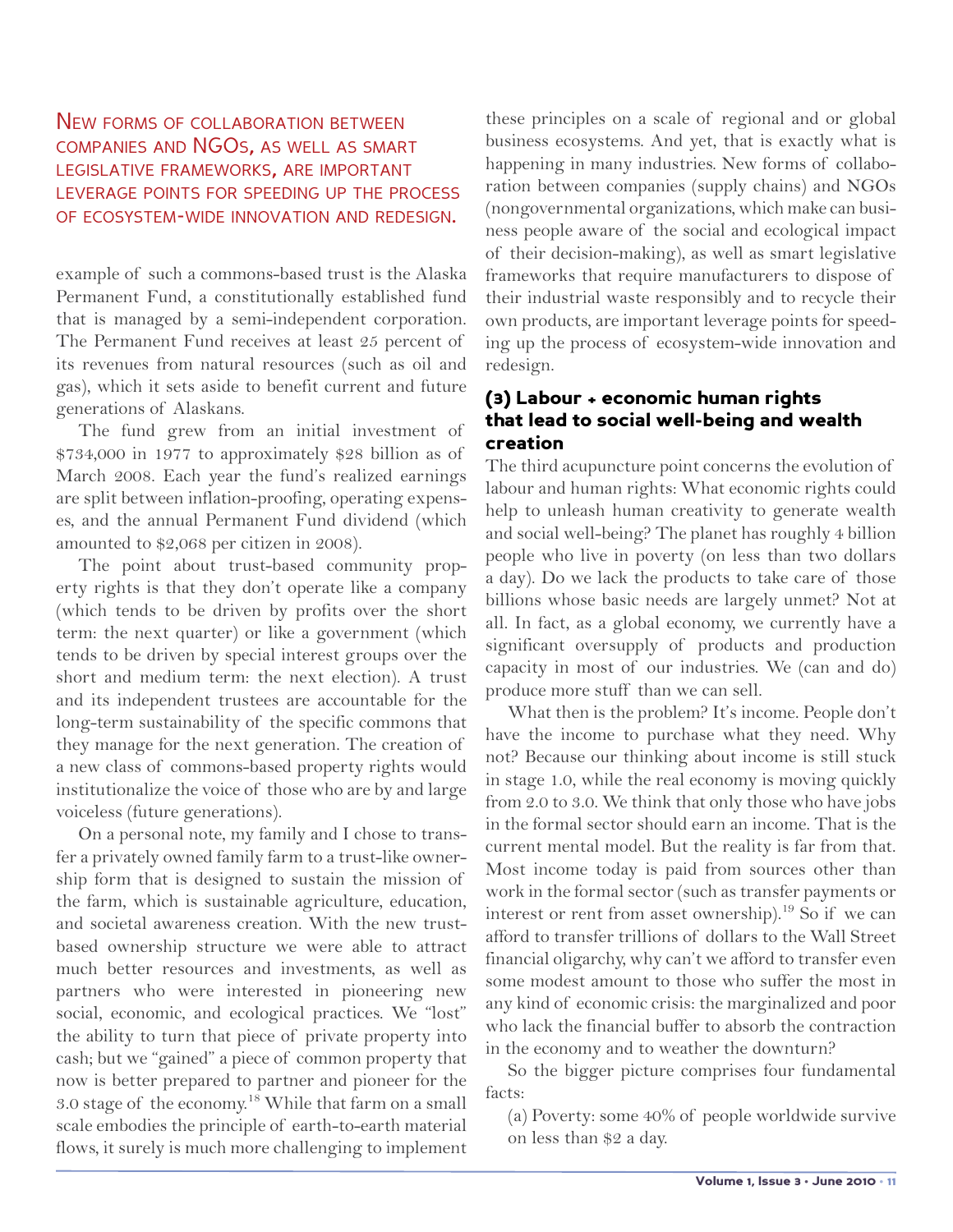New forms of collaboration between companies and NGOs, as well as smart legislative frameworks, are important leverage points for speeding up the process of ecosystem-wide innovation and redesign.

example of such a commons-based trust is the Alaska Permanent Fund, a constitutionally established fund that is managed by a semi-independent corporation. The Permanent Fund receives at least 25 percent of its revenues from natural resources (such as oil and gas), which it sets aside to benefit current and future generations of Alaskans.

The fund grew from an initial investment of $734,000 in 1977 to approximately $28 billion as of March 2008. Each year the fund's realized earnings are split between inflation-proofing, operating expenses, and the annual Permanent Fund dividend (which amounted to $2,068 per citizen in 2008).

The point about trust-based community property rights is that they don't operate like a company (which tends to be driven by profits over the short term: the next quarter) or like a government (which tends to be driven by special interest groups over the short and medium term: the next election). A trust and its independent trustees are accountable for the long-term sustainability of the specific commons that they manage for the next generation. The creation of a new class of commons-based property rights would institutionalize the voice of those who are by and large voiceless (future generations).

On a personal note, my family and I chose to transfer a privately owned family farm to a trust-like ownership form that is designed to sustain the mission of the farm, which is sustainable agriculture, education, and societal awareness creation. With the new trust-based ownership structure we were able to attract much better resources and investments, as well as partners who were interested in pioneering new social, economic, and ecological practices. We "lost" the ability to turn that piece of private property into cash; but we "gained" a piece of common property that now is better prepared to partner and pioneer for the 3.0 stage of the economy.[18] While that farm on a small scale embodies the principle of earth-to-earth material flows, it surely is much more challenging to implement these principles on a scale of regional and or global business ecosystems. And yet, that is exactly what is happening in many industries. New forms of collaboration between companies (supply chains) and NGOs (nongovernmental organizations, which make can business people aware of the social and ecological impact of their decision-making), as well as smart legislative frameworks that require manufacturers to dispose of their industrial waste responsibly and to recycle their own products, are important leverage points for speeding up the process of ecosystem-wide innovation and redesign.

### (3) Labour + economic human rights that lead to social well-being and wealth creation

The third acupuncture point concerns the evolution of labour and human rights: What economic rights could help to unleash human creativity to generate wealth and social well-being? The planet has roughly 4 billion people who live in poverty (on less than two dollars a day). Do we lack the products to take care of those billions whose basic needs are largely unmet? Not at all. In fact, as a global economy, we currently have a significant oversupply of products and production capacity in most of our industries. We (can and do) produce more stuff than we can sell.

What then is the problem? It's income. People don't have the income to purchase what they need. Why not? Because our thinking about income is still stuck in stage 1.0, while the real economy is moving quickly from 2.0 to 3.0. We think that only those who have jobs in the formal sector should earn an income. That is the current mental model. But the reality is far from that. Most income today is paid from sources other than work in the formal sector (such as transfer payments or interest or rent from asset ownership).[19] So if we can afford to transfer trillions of dollars to the Wall Street financial oligarchy, why can't we afford to transfer even some modest amount to those who suffer the most in any kind of economic crisis: the marginalized and poor who lack the financial buffer to absorb the contraction in the economy and to weather the downturn?

So the bigger picture comprises four fundamental facts:

(a) Poverty: some 40% of people worldwide survive on less than $2 a day.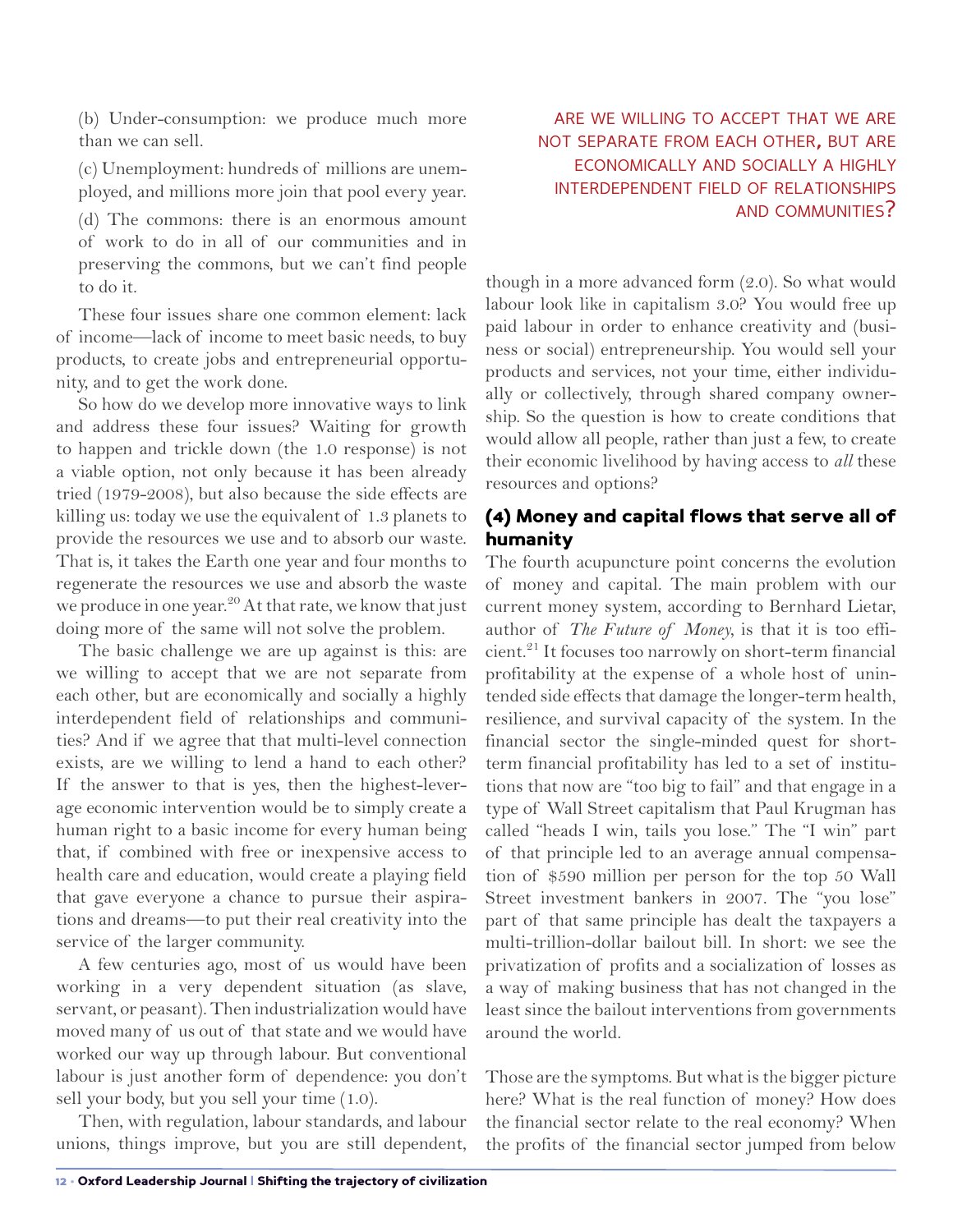(b) Under-consumption: we produce much more than we can sell.

(c) Unemployment: hundreds of millions are unemployed, and millions more join that pool every year.

(d) The commons: there is an enormous amount of work to do in all of our communities and in preserving the commons, but we can't find people to do it.

These four issues share one common element: lack of income—lack of income to meet basic needs, to buy products, to create jobs and entrepreneurial opportunity, and to get the work done.

So how do we develop more innovative ways to link and address these four issues? Waiting for growth to happen and trickle down (the 1.0 response) is not a viable option, not only because it has been already tried (1979-2008), but also because the side effects are killing us: today we use the equivalent of 1.3 planets to provide the resources we use and to absorb our waste. That is, it takes the Earth one year and four months to regenerate the resources we use and absorb the waste we produce in one year.[20] At that rate, we know that just doing more of the same will not solve the problem.

The basic challenge we are up against is this: are we willing to accept that we are not separate from each other, but are economically and socially a highly interdependent field of relationships and communities? And if we agree that that multi-level connection exists, are we willing to lend a hand to each other? If the answer to that is yes, then the highest-leverage economic intervention would be to simply create a human right to a basic income for every human being that, if combined with free or inexpensive access to health care and education, would create a playing field that gave everyone a chance to pursue their aspirations and dreams—to put their real creativity into the service of the larger community.

A few centuries ago, most of us would have been working in a very dependent situation (as slave, servant, or peasant). Then industrialization would have moved many of us out of that state and we would have worked our way up through labour. But conventional labour is just another form of dependence: you don't sell your body, but you sell your time (1.0).

Then, with regulation, labour standards, and labour unions, things improve, but you are still dependent, though in a more advanced form (2.0). So what would labour look like in capitalism 3.0? You would free up paid labour in order to enhance creativity and (business or social) entrepreneurship. You would sell your products and services, not your time, either individually or collectively, through shared company ownership. So the question is how to create conditions that would allow all people, rather than just a few, to create their economic livelihood by having access to *all* these resources and options?

> ARE WE WILLING TO ACCEPT THAT WE ARE NOT SEPARATE FROM EACH OTHER, BUT ARE ECONOMICALLY AND SOCIALLY A HIGHLY INTERDEPENDENT FIELD OF RELATIONSHIPS AND COMMUNITIES?

### (4) Money and capital flows that serve all of humanity

The fourth acupuncture point concerns the evolution of money and capital. The main problem with our current money system, according to Bernhard Lietar, author of *The Future of Money*, is that it is too efficient.[21] It focuses too narrowly on short-term financial profitability at the expense of a whole host of unintended side effects that damage the longer-term health, resilience, and survival capacity of the system. In the financial sector the single-minded quest for short-term financial profitability has led to a set of institutions that now are "too big to fail" and that engage in a type of Wall Street capitalism that Paul Krugman has called "heads I win, tails you lose." The "I win" part of that principle led to an average annual compensation of $590 million per person for the top 50 Wall Street investment bankers in 2007. The "you lose" part of that same principle has dealt the taxpayers a multi-trillion-dollar bailout bill. In short: we see the privatization of profits and a socialization of losses as a way of making business that has not changed in the least since the bailout interventions from governments around the world.

Those are the symptoms. But what is the bigger picture here? What is the real function of money? How does the financial sector relate to the real economy? When the profits of the financial sector jumped from below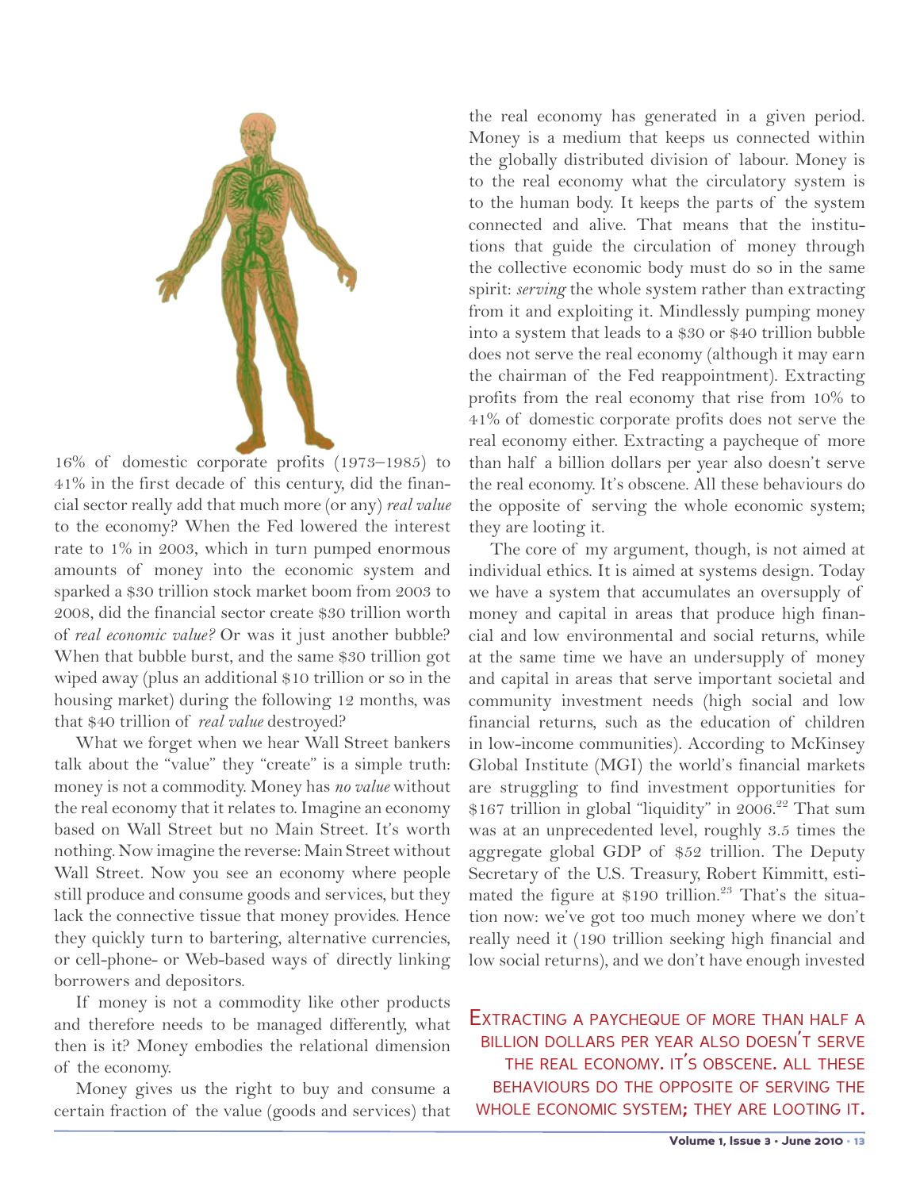16% of domestic corporate profits (1973–1985) to 41% in the first decade of this century, did the financial sector really add that much more (or any) *real value* to the economy? When the Fed lowered the interest rate to 1% in 2003, which in turn pumped enormous amounts of money into the economic system and sparked a $30 trillion stock market boom from 2003 to 2008, did the financial sector create $30 trillion worth of *real economic value?* Or was it just another bubble? When that bubble burst, and the same $30 trillion got wiped away (plus an additional $10 trillion or so in the housing market) during the following 12 months, was that $40 trillion of *real value* destroyed?

What we forget when we hear Wall Street bankers talk about the "value" they "create" is a simple truth: money is not a commodity. Money has *no value* without the real economy that it relates to. Imagine an economy based on Wall Street but no Main Street. It's worth nothing. Now imagine the reverse: Main Street without Wall Street. Now you see an economy where people still produce and consume goods and services, but they lack the connective tissue that money provides. Hence they quickly turn to bartering, alternative currencies, or cell-phone- or Web-based ways of directly linking borrowers and depositors.

If money is not a commodity like other products and therefore needs to be managed differently, what then is it? Money embodies the relational dimension of the economy.

Money gives us the right to buy and consume a certain fraction of the value (goods and services) that the real economy has generated in a given period. Money is a medium that keeps us connected within the globally distributed division of labour. Money is to the real economy what the circulatory system is to the human body. It keeps the parts of the system connected and alive. That means that the institutions that guide the circulation of money through the collective economic body must do so in the same spirit: *serving* the whole system rather than extracting from it and exploiting it. Mindlessly pumping money into a system that leads to a $30 or $40 trillion bubble does not serve the real economy (although it may earn the chairman of the Fed reappointment). Extracting profits from the real economy that rise from 10% to 41% of domestic corporate profits does not serve the real economy either. Extracting a paycheque of more than half a billion dollars per year also doesn't serve the real economy. It's obscene. All these behaviours do the opposite of serving the whole economic system; they are looting it.

The core of my argument, though, is not aimed at individual ethics. It is aimed at systems design. Today we have a system that accumulates an oversupply of money and capital in areas that produce high financial and low environmental and social returns, while at the same time we have an undersupply of money and capital in areas that serve important societal and community investment needs (high social and low financial returns, such as the education of children in low-income communities). According to McKinsey Global Institute (MGI) the world's financial markets are struggling to find investment opportunities for $167 trillion in global "liquidity" in 2006.[22] That sum was at an unprecedented level, roughly 3.5 times the aggregate global GDP of $52 trillion. The Deputy Secretary of the U.S. Treasury, Robert Kimmitt, estimated the figure at $190 trillion.[23] That's the situation now: we've got too much money where we don't really need it (190 trillion seeking high financial and low social returns), and we don't have enough invested

EXTRACTING A PAYCHEQUE OF MORE THAN HALF A BILLION DOLLARS PER YEAR ALSO DOESN'T SERVE THE REAL ECONOMY. IT'S OBSCENE. ALL THESE BEHAVIOURS DO THE OPPOSITE OF SERVING THE WHOLE ECONOMIC SYSTEM; THEY ARE LOOTING IT.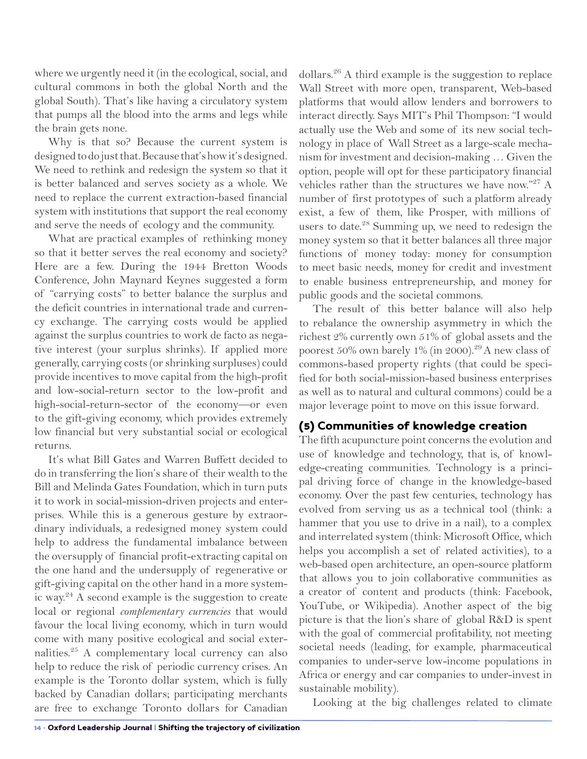where we urgently need it (in the ecological, social, and cultural commons in both the global North and the global South). That's like having a circulatory system that pumps all the blood into the arms and legs while the brain gets none.

Why is that so? Because the current system is designed to do just that. Because that's how it's designed. We need to rethink and redesign the system so that it is better balanced and serves society as a whole. We need to replace the current extraction-based financial system with institutions that support the real economy and serve the needs of ecology and the community.

What are practical examples of rethinking money so that it better serves the real economy and society? Here are a few. During the 1944 Bretton Woods Conference, John Maynard Keynes suggested a form of "carrying costs" to better balance the surplus and the deficit countries in international trade and currency exchange. The carrying costs would be applied against the surplus countries to work de facto as negative interest (your surplus shrinks). If applied more generally, carrying costs (or shrinking surpluses) could provide incentives to move capital from the high-profit and low-social-return sector to the low-profit and high-social-return-sector of the economy—or even to the gift-giving economy, which provides extremely low financial but very substantial social or ecological returns.

It's what Bill Gates and Warren Buffett decided to do in transferring the lion's share of their wealth to the Bill and Melinda Gates Foundation, which in turn puts it to work in social-mission-driven projects and enterprises. While this is a generous gesture by extraordinary individuals, a redesigned money system could help to address the fundamental imbalance between the oversupply of financial profit-extracting capital on the one hand and the undersupply of regenerative or gift-giving capital on the other hand in a more systemic way.[24] A second example is the suggestion to create local or regional *complementary currencies* that would favour the local living economy, which in turn would come with many positive ecological and social externalities.[25] A complementary local currency can also help to reduce the risk of periodic currency crises. An example is the Toronto dollar system, which is fully backed by Canadian dollars; participating merchants are free to exchange Toronto dollars for Canadian dollars.[26] A third example is the suggestion to replace Wall Street with more open, transparent, Web-based platforms that would allow lenders and borrowers to interact directly. Says MIT's Phil Thompson: "I would actually use the Web and some of its new social technology in place of Wall Street as a large-scale mechanism for investment and decision-making … Given the option, people will opt for these participatory financial vehicles rather than the structures we have now."[27] A number of first prototypes of such a platform already exist, a few of them, like Prosper, with millions of users to date.[28] Summing up, we need to redesign the money system so that it better balances all three major functions of money today: money for consumption to meet basic needs, money for credit and investment to enable business entrepreneurship, and money for public goods and the societal commons.

The result of this better balance will also help to rebalance the ownership asymmetry in which the richest 2% currently own 51% of global assets and the poorest 50% own barely 1% (in 2000).[29] A new class of commons-based property rights (that could be specified for both social-mission-based business enterprises as well as to natural and cultural commons) could be a major leverage point to move on this issue forward.

## (5) Communities of knowledge creation

The fifth acupuncture point concerns the evolution and use of knowledge and technology, that is, of knowledge-creating communities. Technology is a principal driving force of change in the knowledge-based economy. Over the past few centuries, technology has evolved from serving us as a technical tool (think: a hammer that you use to drive in a nail), to a complex and interrelated system (think: Microsoft Office, which helps you accomplish a set of related activities), to a web-based open architecture, an open-source platform that allows you to join collaborative communities as a creator of content and products (think: Facebook, YouTube, or Wikipedia). Another aspect of the big picture is that the lion's share of global R&D is spent with the goal of commercial profitability, not meeting societal needs (leading, for example, pharmaceutical companies to under-serve low-income populations in Africa or energy and car companies to under-invest in sustainable mobility).

Looking at the big challenges related to climate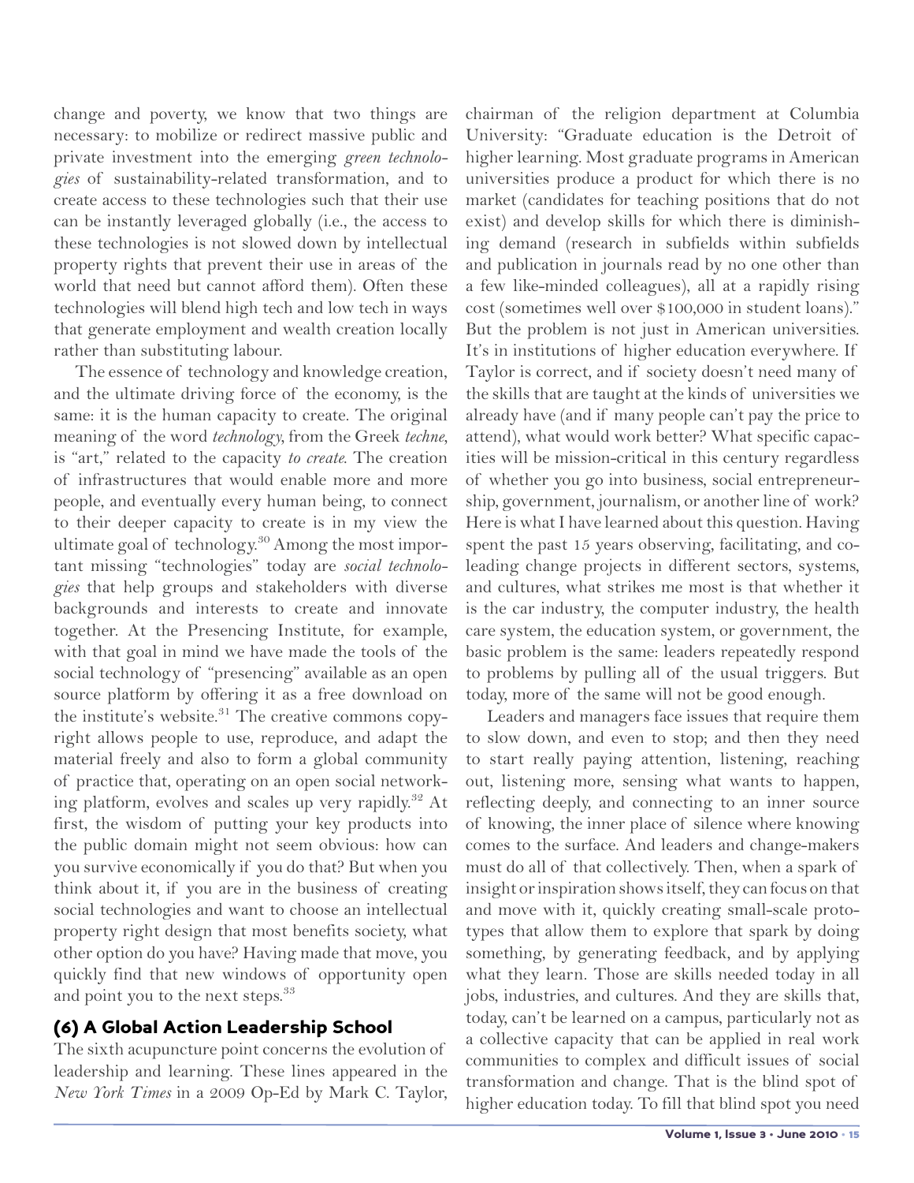change and poverty, we know that two things are necessary: to mobilize or redirect massive public and private investment into the emerging *green technologies* of sustainability-related transformation, and to create access to these technologies such that their use can be instantly leveraged globally (i.e., the access to these technologies is not slowed down by intellectual property rights that prevent their use in areas of the world that need but cannot afford them). Often these technologies will blend high tech and low tech in ways that generate employment and wealth creation locally rather than substituting labour.

The essence of technology and knowledge creation, and the ultimate driving force of the economy, is the same: it is the human capacity to create. The original meaning of the word *technology*, from the Greek *techne*, is "art," related to the capacity *to create*. The creation of infrastructures that would enable more and more people, and eventually every human being, to connect to their deeper capacity to create is in my view the ultimate goal of technology.[30] Among the most important missing "technologies" today are *social technologies* that help groups and stakeholders with diverse backgrounds and interests to create and innovate together. At the Presencing Institute, for example, with that goal in mind we have made the tools of the social technology of "presencing" available as an open source platform by offering it as a free download on the institute's website.[31] The creative commons copyright allows people to use, reproduce, and adapt the material freely and also to form a global community of practice that, operating on an open social networking platform, evolves and scales up very rapidly.[32] At first, the wisdom of putting your key products into the public domain might not seem obvious: how can you survive economically if you do that? But when you think about it, if you are in the business of creating social technologies and want to choose an intellectual property right design that most benefits society, what other option do you have? Having made that move, you quickly find that new windows of opportunity open and point you to the next steps.[33]

## (6) A Global Action Leadership School

The sixth acupuncture point concerns the evolution of leadership and learning. These lines appeared in the *New York Times* in a 2009 Op-Ed by Mark C. Taylor, chairman of the religion department at Columbia University: "Graduate education is the Detroit of higher learning. Most graduate programs in American universities produce a product for which there is no market (candidates for teaching positions that do not exist) and develop skills for which there is diminishing demand (research in subfields within subfields and publication in journals read by no one other than a few like-minded colleagues), all at a rapidly rising cost (sometimes well over $100,000 in student loans)." But the problem is not just in American universities. It's in institutions of higher education everywhere. If Taylor is correct, and if society doesn't need many of the skills that are taught at the kinds of universities we already have (and if many people can't pay the price to attend), what would work better? What specific capacities will be mission-critical in this century regardless of whether you go into business, social entrepreneurship, government, journalism, or another line of work? Here is what I have learned about this question. Having spent the past 15 years observing, facilitating, and co-leading change projects in different sectors, systems, and cultures, what strikes me most is that whether it is the car industry, the computer industry, the health care system, the education system, or government, the basic problem is the same: leaders repeatedly respond to problems by pulling all of the usual triggers. But today, more of the same will not be good enough.

Leaders and managers face issues that require them to slow down, and even to stop; and then they need to start really paying attention, listening, reaching out, listening more, sensing what wants to happen, reflecting deeply, and connecting to an inner source of knowing, the inner place of silence where knowing comes to the surface. And leaders and change-makers must do all of that collectively. Then, when a spark of insight or inspiration shows itself, they can focus on that and move with it, quickly creating small-scale prototypes that allow them to explore that spark by doing something, by generating feedback, and by applying what they learn. Those are skills needed today in all jobs, industries, and cultures. And they are skills that, today, can't be learned on a campus, particularly not as a collective capacity that can be applied in real work communities to complex and difficult issues of social transformation and change. That is the blind spot of higher education today. To fill that blind spot you need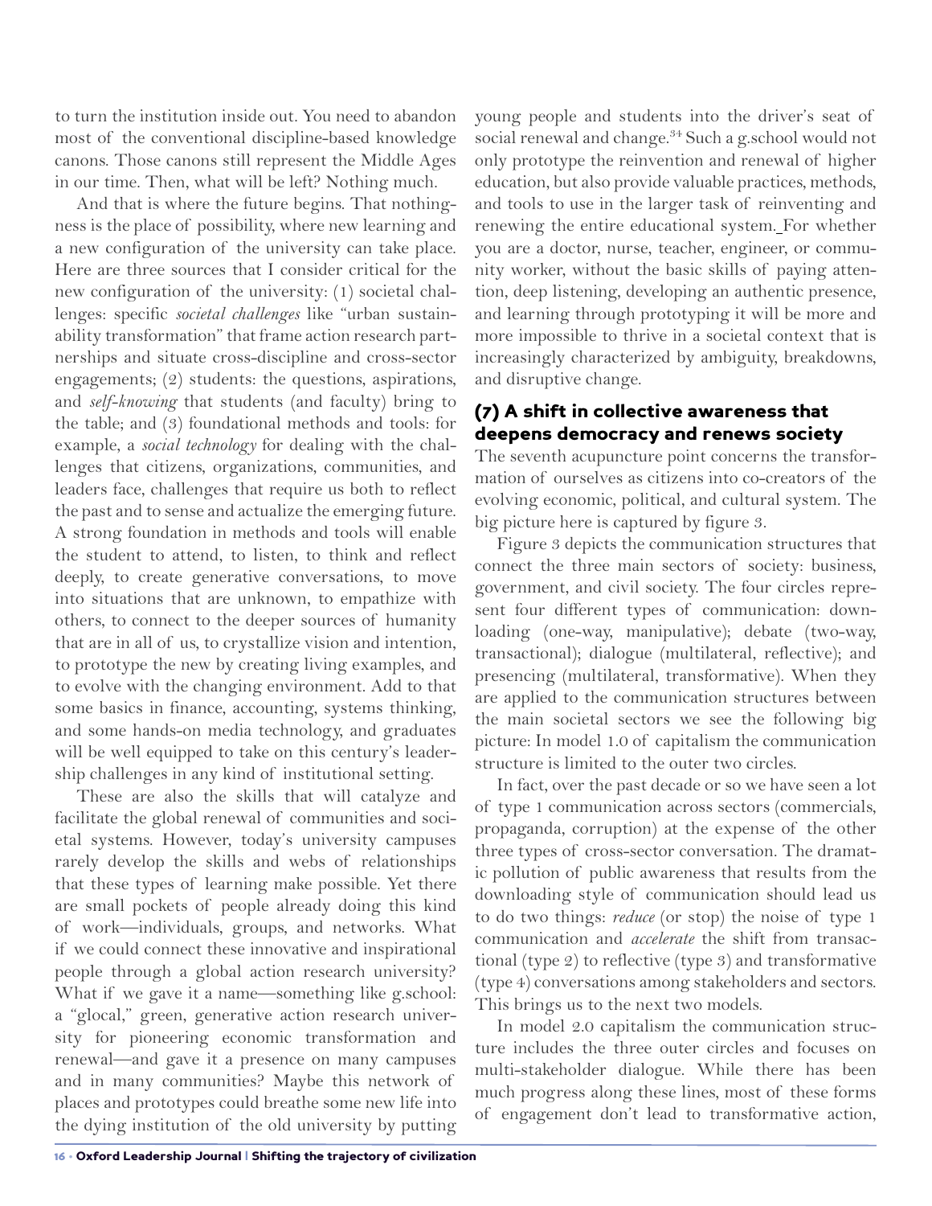to turn the institution inside out. You need to abandon most of the conventional discipline-based knowledge canons. Those canons still represent the Middle Ages in our time. Then, what will be left? Nothing much.

And that is where the future begins. That nothingness is the place of possibility, where new learning and a new configuration of the university can take place. Here are three sources that I consider critical for the new configuration of the university: (1) societal challenges: specific *societal challenges* like "urban sustainability transformation" that frame action research partnerships and situate cross-discipline and cross-sector engagements; (2) students: the questions, aspirations, and *self-knowing* that students (and faculty) bring to the table; and (3) foundational methods and tools: for example, a *social technology* for dealing with the challenges that citizens, organizations, communities, and leaders face, challenges that require us both to reflect the past and to sense and actualize the emerging future. A strong foundation in methods and tools will enable the student to attend, to listen, to think and reflect deeply, to create generative conversations, to move into situations that are unknown, to empathize with others, to connect to the deeper sources of humanity that are in all of us, to crystallize vision and intention, to prototype the new by creating living examples, and to evolve with the changing environment. Add to that some basics in finance, accounting, systems thinking, and some hands-on media technology, and graduates will be well equipped to take on this century's leadership challenges in any kind of institutional setting.

These are also the skills that will catalyze and facilitate the global renewal of communities and societal systems. However, today's university campuses rarely develop the skills and webs of relationships that these types of learning make possible. Yet there are small pockets of people already doing this kind of work—individuals, groups, and networks. What if we could connect these innovative and inspirational people through a global action research university? What if we gave it a name—something like g.school: a "glocal," green, generative action research university for pioneering economic transformation and renewal—and gave it a presence on many campuses and in many communities? Maybe this network of places and prototypes could breathe some new life into the dying institution of the old university by putting young people and students into the driver's seat of social renewal and change.[34] Such a g.school would not only prototype the reinvention and renewal of higher education, but also provide valuable practices, methods, and tools to use in the larger task of reinventing and renewing the entire educational system. For whether you are a doctor, nurse, teacher, engineer, or community worker, without the basic skills of paying attention, deep listening, developing an authentic presence, and learning through prototyping it will be more and more impossible to thrive in a societal context that is increasingly characterized by ambiguity, breakdowns, and disruptive change.

## (7) A shift in collective awareness that deepens democracy and renews society

The seventh acupuncture point concerns the transformation of ourselves as citizens into co-creators of the evolving economic, political, and cultural system. The big picture here is captured by figure 3.

Figure 3 depicts the communication structures that connect the three main sectors of society: business, government, and civil society. The four circles represent four different types of communication: downloading (one-way, manipulative); debate (two-way, transactional); dialogue (multilateral, reflective); and presencing (multilateral, transformative). When they are applied to the communication structures between the main societal sectors we see the following big picture: In model 1.0 of capitalism the communication structure is limited to the outer two circles.

In fact, over the past decade or so we have seen a lot of type 1 communication across sectors (commercials, propaganda, corruption) at the expense of the other three types of cross-sector conversation. The dramatic pollution of public awareness that results from the downloading style of communication should lead us to do two things: *reduce* (or stop) the noise of type 1 communication and *accelerate* the shift from transactional (type 2) to reflective (type 3) and transformative (type 4) conversations among stakeholders and sectors. This brings us to the next two models.

In model 2.0 capitalism the communication structure includes the three outer circles and focuses on multi-stakeholder dialogue. While there has been much progress along these lines, most of these forms of engagement don't lead to transformative action,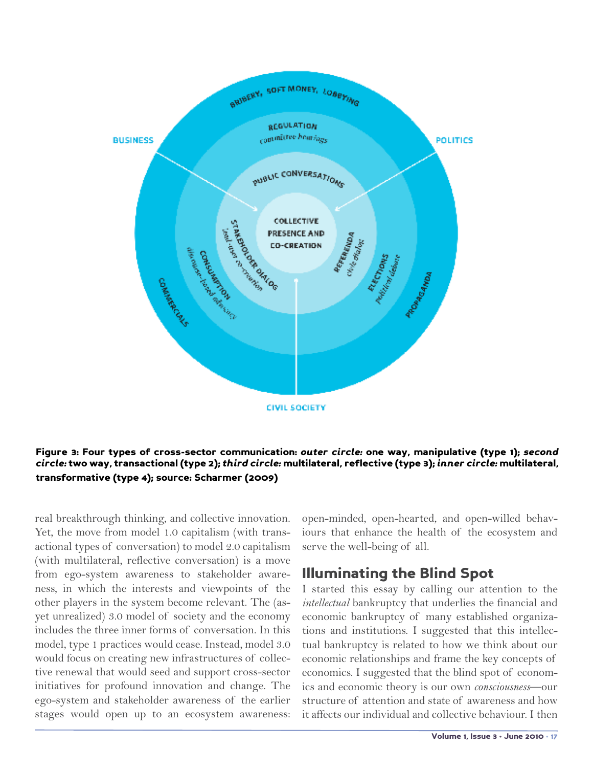**Figure 3: Four types of cross-sector communication:** ***outer circle:*** **one way, manipulative (type 1);** ***second circle:*** **two way, transactional (type 2);** ***third circle:*** **multilateral, reflective (type 3);** ***inner circle:*** **multilateral, transformative (type 4); source: Scharmer (2009)**

real breakthrough thinking, and collective innovation. Yet, the move from model 1.0 capitalism (with transactional types of conversation) to model 2.0 capitalism (with multilateral, reflective conversation) is a move from ego-system awareness to stakeholder awareness, in which the interests and viewpoints of the other players in the system become relevant. The (as-yet unrealized) 3.0 model of society and the economy includes the three inner forms of conversation. In this model, type 1 practices would cease. Instead, model 3.0 would focus on creating new infrastructures of collective renewal that would seed and support cross-sector initiatives for profound innovation and change. The ego-system and stakeholder awareness of the earlier stages would open up to an ecosystem awareness: open-minded, open-hearted, and open-willed behaviours that enhance the health of the ecosystem and serve the well-being of all.

## Illuminating the Blind Spot

I started this essay by calling our attention to the *intellectual* bankruptcy that underlies the financial and economic bankruptcy of many established organizations and institutions. I suggested that this intellectual bankruptcy is related to how we think about our economic relationships and frame the key concepts of economics. I suggested that the blind spot of economics and economic theory is our own *consciousness*—our structure of attention and state of awareness and how it affects our individual and collective behaviour. I then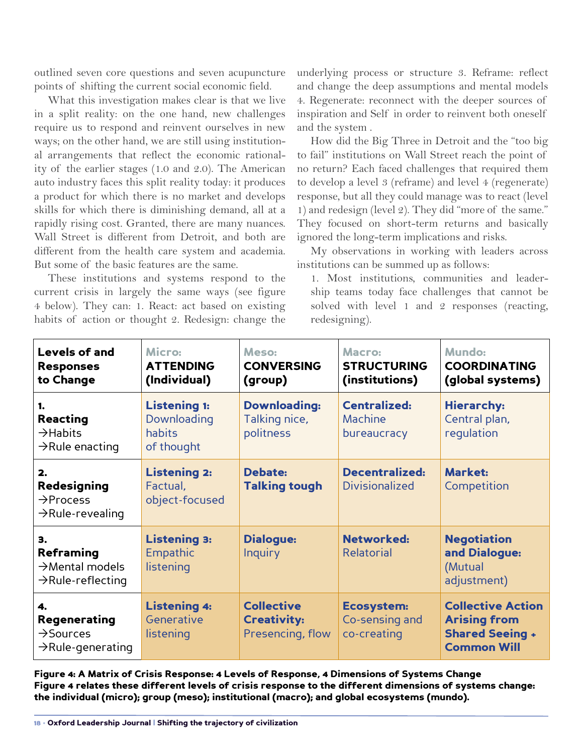outlined seven core questions and seven acupuncture points of shifting the current social economic field.

What this investigation makes clear is that we live in a split reality: on the one hand, new challenges require us to respond and reinvent ourselves in new ways; on the other hand, we are still using institutional arrangements that reflect the economic rationality of the earlier stages (1.0 and 2.0). The American auto industry faces this split reality today: it produces a product for which there is no market and develops skills for which there is diminishing demand, all at a rapidly rising cost. Granted, there are many nuances. Wall Street is different from Detroit, and both are different from the health care system and academia. But some of the basic features are the same.

These institutions and systems respond to the current crisis in largely the same ways (see figure 4 below). They can: 1. React: act based on existing habits of action or thought 2. Redesign: change the underlying process or structure 3. Reframe: reflect and change the deep assumptions and mental models 4. Regenerate: reconnect with the deeper sources of inspiration and Self in order to reinvent both oneself and the system .

How did the Big Three in Detroit and the "too big to fail" institutions on Wall Street reach the point of no return? Each faced challenges that required them to develop a level 3 (reframe) and level 4 (regenerate) response, but all they could manage was to react (level 1) and redesign (level 2). They did "more of the same." They focused on short-term returns and basically ignored the long-term implications and risks.

My observations in working with leaders across institutions can be summed up as follows:

1. Most institutions, communities and leadership teams today face challenges that cannot be solved with level 1 and 2 responses (reacting, redesigning).

| Levels of and Responses to Change | Micro: **ATTENDING (Individual)** | Meso: **CONVERSING (group)** | Macro: **STRUCTURING (institutions)** | Mundo: **COORDINATING (global systems)** |
|---|---|---|---|---|
| **1. Reacting** →Habits →Rule enacting | **Listening 1:** Downloading habits of thought | **Downloading:** Talking nice, politness | **Centralized:** Machine bureaucracy | **Hierarchy:** Central plan, regulation |
| **2. Redesigning** →Process →Rule-revealing | **Listening 2:** Factual, object-focused | **Debate: Talking tough** | **Decentralized:** Divisionalized | **Market:** Competition |
| **3. Reframing** →Mental models →Rule-reflecting | **Listening 3:** Empathic listening | **Dialogue:** Inquiry | **Networked:** Relatorial | **Negotiation and Dialogue:** (Mutual adjustment) |
| **4. Regenerating** →Sources →Rule-generating | **Listening 4:** Generative listening | **Collective Creativity:** Presencing, flow | **Ecosystem:** Co-sensing and co-creating | **Collective Action Arising from Shared Seeing + Common Will** |

**Figure 4: A Matrix of Crisis Response: 4 Levels of Response, 4 Dimensions of Systems Change**
**Figure 4 relates these different levels of crisis response to the different dimensions of systems change: the individual (micro); group (meso); institutional (macro); and global ecosystems (mundo).**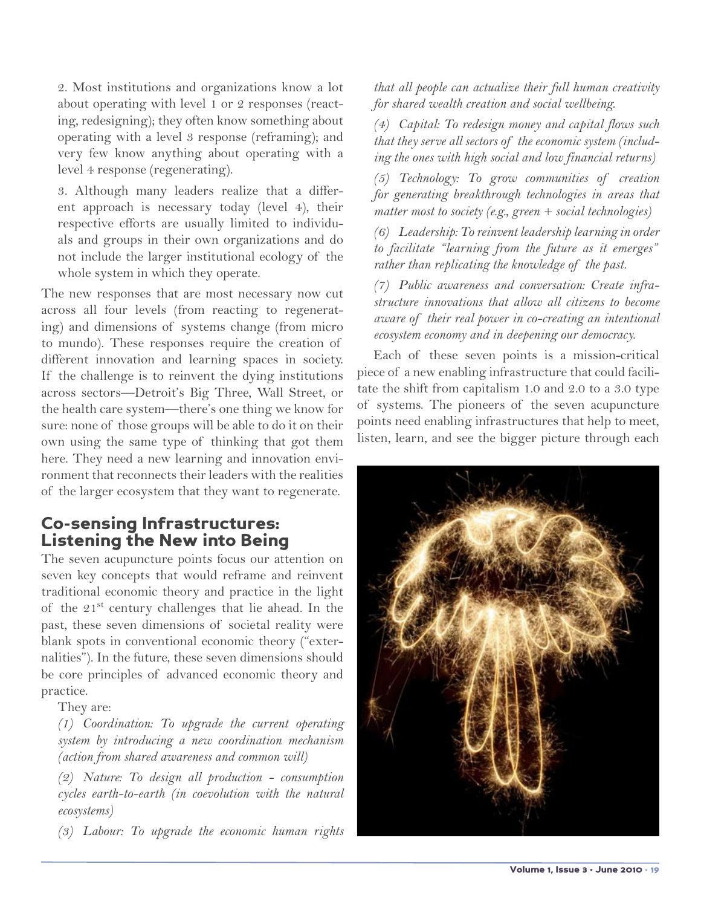2. Most institutions and organizations know a lot about operating with level 1 or 2 responses (reacting, redesigning); they often know something about operating with a level 3 response (reframing); and very few know anything about operating with a level 4 response (regenerating).

3. Although many leaders realize that a different approach is necessary today (level 4), their respective efforts are usually limited to individuals and groups in their own organizations and do not include the larger institutional ecology of the whole system in which they operate.

The new responses that are most necessary now cut across all four levels (from reacting to regenerating) and dimensions of systems change (from micro to mundo). These responses require the creation of different innovation and learning spaces in society. If the challenge is to reinvent the dying institutions across sectors—Detroit's Big Three, Wall Street, or the health care system—there's one thing we know for sure: none of those groups will be able to do it on their own using the same type of thinking that got them here. They need a new learning and innovation environment that reconnects their leaders with the realities of the larger ecosystem that they want to regenerate.

## Co-sensing Infrastructures: Listening the New into Being

The seven acupuncture points focus our attention on seven key concepts that would reframe and reinvent traditional economic theory and practice in the light of the 21st century challenges that lie ahead. In the past, these seven dimensions of societal reality were blank spots in conventional economic theory ("externalities"). In the future, these seven dimensions should be core principles of advanced economic theory and practice.

They are:

*(1) Coordination: To upgrade the current operating system by introducing a new coordination mechanism (action from shared awareness and common will)*

*(2) Nature: To design all production - consumption cycles earth-to-earth (in coevolution with the natural ecosystems)*

*(3) Labour: To upgrade the economic human rights that all people can actualize their full human creativity for shared wealth creation and social wellbeing.*

*(4) Capital: To redesign money and capital flows such that they serve all sectors of the economic system (including the ones with high social and low financial returns)*

*(5) Technology: To grow communities of creation for generating breakthrough technologies in areas that matter most to society (e.g., green + social technologies)*

*(6) Leadership: To reinvent leadership learning in order to facilitate "learning from the future as it emerges" rather than replicating the knowledge of the past.*

*(7) Public awareness and conversation: Create infrastructure innovations that allow all citizens to become aware of their real power in co-creating an intentional ecosystem economy and in deepening our democracy.*

Each of these seven points is a mission-critical piece of a new enabling infrastructure that could facilitate the shift from capitalism 1.0 and 2.0 to a 3.0 type of systems. The pioneers of the seven acupuncture points need enabling infrastructures that help to meet, listen, learn, and see the bigger picture through each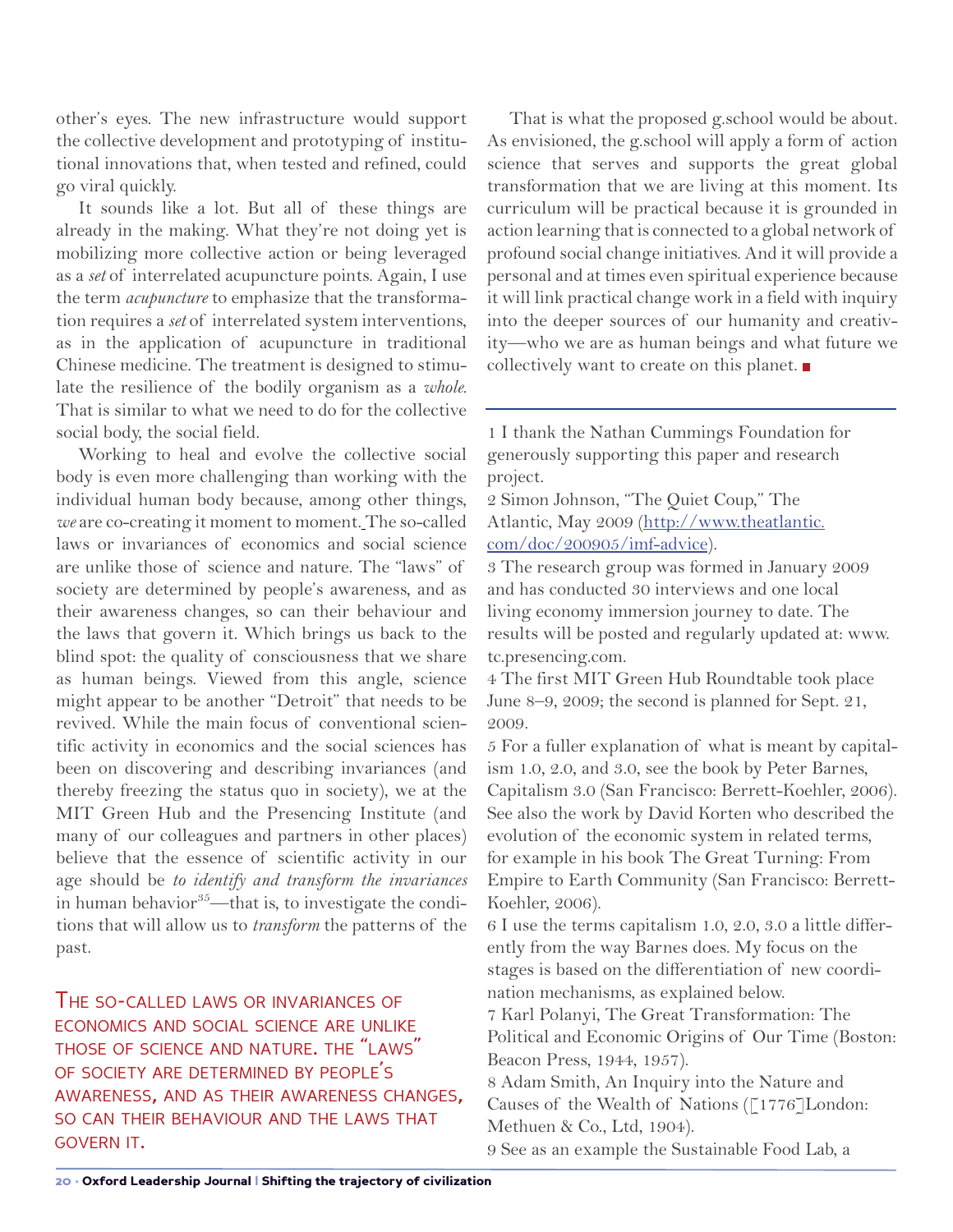other's eyes. The new infrastructure would support the collective development and prototyping of institutional innovations that, when tested and refined, could go viral quickly.

It sounds like a lot. But all of these things are already in the making. What they're not doing yet is mobilizing more collective action or being leveraged as a *set* of interrelated acupuncture points. Again, I use the term *acupuncture* to emphasize that the transformation requires a *set* of interrelated system interventions, as in the application of acupuncture in traditional Chinese medicine. The treatment is designed to stimulate the resilience of the bodily organism as a *whole*. That is similar to what we need to do for the collective social body, the social field.

Working to heal and evolve the collective social body is even more challenging than working with the individual human body because, among other things, *we* are co-creating it moment to moment. The so-called laws or invariances of economics and social science are unlike those of science and nature. The "laws" of society are determined by people's awareness, and as their awareness changes, so can their behaviour and the laws that govern it. Which brings us back to the blind spot: the quality of consciousness that we share as human beings. Viewed from this angle, science might appear to be another "Detroit" that needs to be revived. While the main focus of conventional scientific activity in economics and the social sciences has been on discovering and describing invariances (and thereby freezing the status quo in society), we at the MIT Green Hub and the Presencing Institute (and many of our colleagues and partners in other places) believe that the essence of scientific activity in our age should be *to identify and transform the invariances* in human behavior[35]—that is, to investigate the conditions that will allow us to *transform* the patterns of the past.

THE SO-CALLED LAWS OR INVARIANCES OF ECONOMICS AND SOCIAL SCIENCE ARE UNLIKE THOSE OF SCIENCE AND NATURE. THE "LAWS" OF SOCIETY ARE DETERMINED BY PEOPLE'S AWARENESS, AND AS THEIR AWARENESS CHANGES, SO CAN THEIR BEHAVIOUR AND THE LAWS THAT GOVERN IT.

That is what the proposed g.school would be about. As envisioned, the g.school will apply a form of action science that serves and supports the great global transformation that we are living at this moment. Its curriculum will be practical because it is grounded in action learning that is connected to a global network of profound social change initiatives. And it will provide a personal and at times even spiritual experience because it will link practical change work in a field with inquiry into the deeper sources of our humanity and creativity—who we are as human beings and what future we collectively want to create on this planet.

---

1 I thank the Nathan Cummings Foundation for generously supporting this paper and research project.

2 Simon Johnson, "The Quiet Coup," The Atlantic, May 2009 (http://www.theatlantic.com/doc/200905/imf-advice).

3 The research group was formed in January 2009 and has conducted 30 interviews and one local living economy immersion journey to date. The results will be posted and regularly updated at: www.tc.presencing.com.

4 The first MIT Green Hub Roundtable took place June 8–9, 2009; the second is planned for Sept. 21, 2009.

5 For a fuller explanation of what is meant by capitalism 1.0, 2.0, and 3.0, see the book by Peter Barnes, Capitalism 3.0 (San Francisco: Berrett-Koehler, 2006). See also the work by David Korten who described the evolution of the economic system in related terms, for example in his book The Great Turning: From Empire to Earth Community (San Francisco: Berrett-Koehler, 2006).

6 I use the terms capitalism 1.0, 2.0, 3.0 a little differently from the way Barnes does. My focus on the stages is based on the differentiation of new coordination mechanisms, as explained below.

7 Karl Polanyi, The Great Transformation: The Political and Economic Origins of Our Time (Boston: Beacon Press, 1944, 1957).

8 Adam Smith, An Inquiry into the Nature and Causes of the Wealth of Nations ([1776]London: Methuen & Co., Ltd, 1904).

9 See as an example the Sustainable Food Lab, a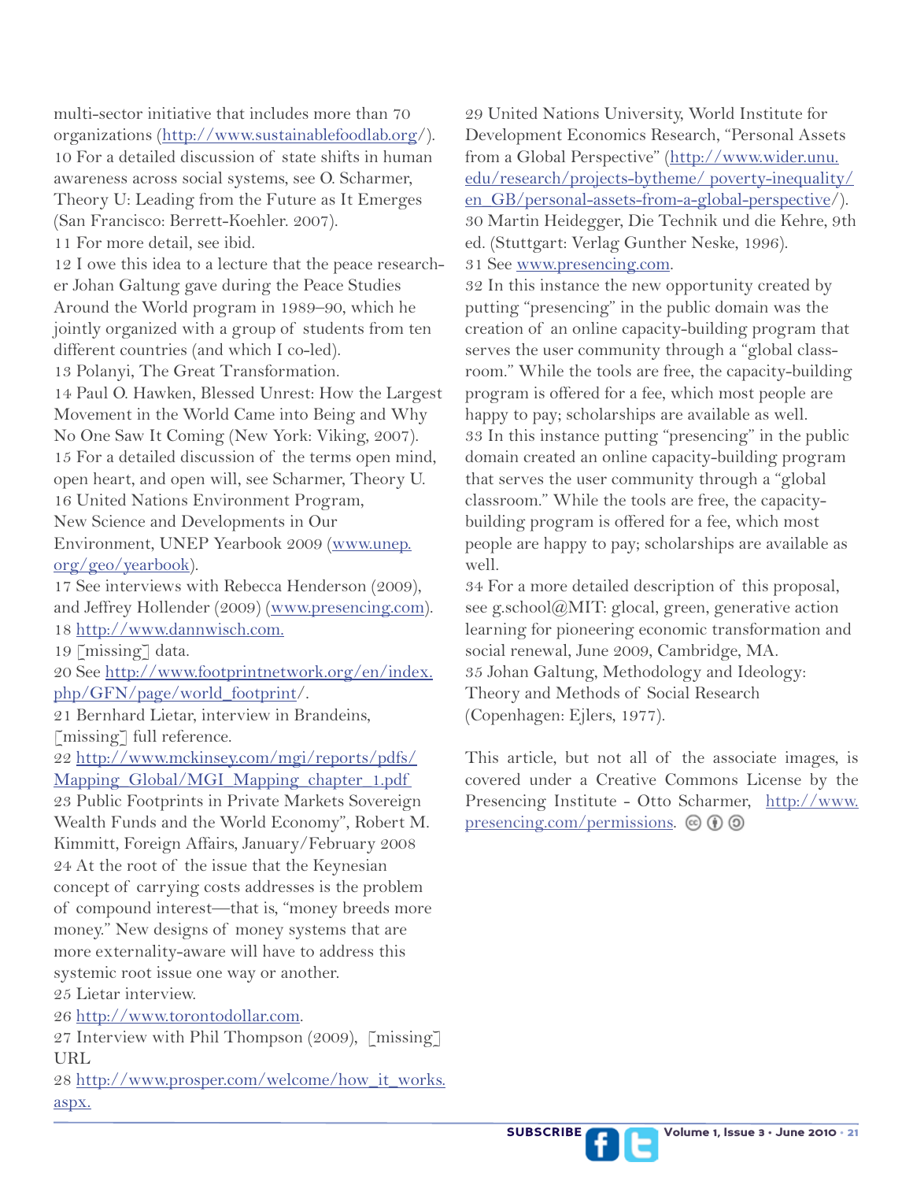multi-sector initiative that includes more than 70 organizations (http://www.sustainablefoodlab.org/).

10 For a detailed discussion of state shifts in human awareness across social systems, see O. Scharmer, Theory U: Leading from the Future as It Emerges (San Francisco: Berrett-Koehler. 2007).

11 For more detail, see ibid.

12 I owe this idea to a lecture that the peace researcher Johan Galtung gave during the Peace Studies Around the World program in 1989–90, which he jointly organized with a group of students from ten different countries (and which I co-led).

13 Polanyi, The Great Transformation.

14 Paul O. Hawken, Blessed Unrest: How the Largest Movement in the World Came into Being and Why No One Saw It Coming (New York: Viking, 2007).

15 For a detailed discussion of the terms open mind, open heart, and open will, see Scharmer, Theory U.

16 United Nations Environment Program, New Science and Developments in Our Environment, UNEP Yearbook 2009 (www.unep.org/geo/yearbook).

17 See interviews with Rebecca Henderson (2009), and Jeffrey Hollender (2009) (www.presencing.com).

18 http://www.dannwisch.com.

19 [missing] data.

20 See http://www.footprintnetwork.org/en/index.php/GFN/page/world_footprint/.

21 Bernhard Lietar, interview in Brandeins, [missing] full reference.

22 http://www.mckinsey.com/mgi/reports/pdfs/Mapping_Global/MGI_Mapping_chapter_1.pdf

23 Public Footprints in Private Markets Sovereign Wealth Funds and the World Economy", Robert M. Kimmitt, Foreign Affairs, January/February 2008

24 At the root of the issue that the Keynesian concept of carrying costs addresses is the problem of compound interest—that is, "money breeds more money." New designs of money systems that are more externality-aware will have to address this systemic root issue one way or another.

25 Lietar interview.

26 http://www.torontodollar.com.

27 Interview with Phil Thompson (2009), [missing] URL

28 http://www.prosper.com/welcome/how_it_works.aspx.

29 United Nations University, World Institute for Development Economics Research, "Personal Assets from a Global Perspective" (http://www.wider.unu.edu/research/projects-bytheme/ poverty-inequality/en_GB/personal-assets-from-a-global-perspective/).

30 Martin Heidegger, Die Technik und die Kehre, 9th ed. (Stuttgart: Verlag Gunther Neske, 1996).

31 See www.presencing.com.

32 In this instance the new opportunity created by putting "presencing" in the public domain was the creation of an online capacity-building program that serves the user community through a "global classroom." While the tools are free, the capacity-building program is offered for a fee, which most people are happy to pay; scholarships are available as well.

33 In this instance putting "presencing" in the public domain created an online capacity-building program that serves the user community through a "global classroom." While the tools are free, the capacity-building program is offered for a fee, which most people are happy to pay; scholarships are available as well.

34 For a more detailed description of this proposal, see g.school@MIT: glocal, green, generative action learning for pioneering economic transformation and social renewal, June 2009, Cambridge, MA.

35 Johan Galtung, Methodology and Ideology: Theory and Methods of Social Research (Copenhagen: Ejlers, 1977).

This article, but not all of the associate images, is covered under a Creative Commons License by the Presencing Institute - Otto Scharmer, http://www.presencing.com/permissions.